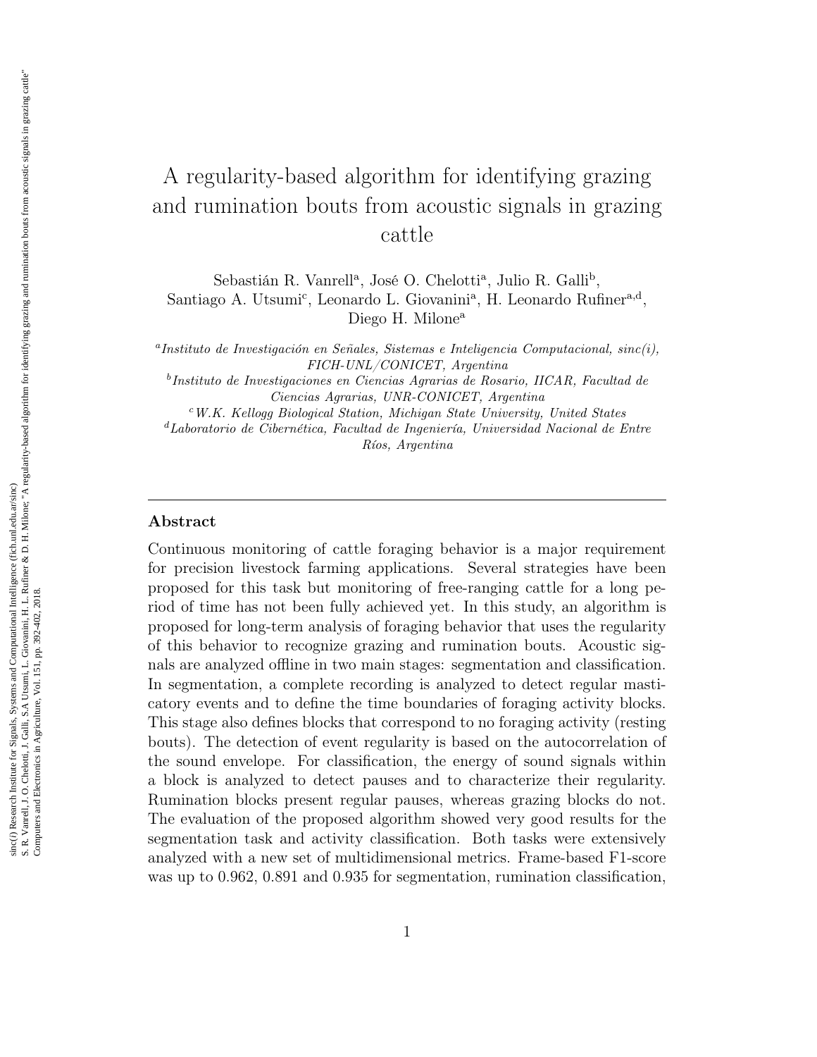# A regularity-based algorithm for identifying grazing and rumination bouts from acoustic signals in grazing cattle

Sebastián R. Vanrell[a], José O. Chelotti[a], Julio R. Galli[b], Santiago A. Utsumi[c], Leonardo L. Giovanini[a], H. Leonardo Rufiner[a,d], Diego H. Milone[a]

[a] *Instituto de Investigación en Señales, Sistemas e Inteligencia Computacional, sinc(i), FICH-UNL/CONICET, Argentina*

[b] *Instituto de Investigaciones en Ciencias Agrarias de Rosario, IICAR, Facultad de Ciencias Agrarias, UNR-CONICET, Argentina*

[c] *W.K. Kellogg Biological Station, Michigan State University, United States*

[d] *Laboratorio de Cibernética, Facultad de Ingeniería, Universidad Nacional de Entre Ríos, Argentina*

## Abstract

Continuous monitoring of cattle foraging behavior is a major requirement for precision livestock farming applications. Several strategies have been proposed for this task but monitoring of free-ranging cattle for a long period of time has not been fully achieved yet. In this study, an algorithm is proposed for long-term analysis of foraging behavior that uses the regularity of this behavior to recognize grazing and rumination bouts. Acoustic signals are analyzed offline in two main stages: segmentation and classification. In segmentation, a complete recording is analyzed to detect regular masticatory events and to define the time boundaries of foraging activity blocks. This stage also defines blocks that correspond to no foraging activity (resting bouts). The detection of event regularity is based on the autocorrelation of the sound envelope. For classification, the energy of sound signals within a block is analyzed to detect pauses and to characterize their regularity. Rumination blocks present regular pauses, whereas grazing blocks do not. The evaluation of the proposed algorithm showed very good results for the segmentation task and activity classification. Both tasks were extensively analyzed with a new set of multidimensional metrics. Frame-based F1-score was up to 0.962, 0.891 and 0.935 for segmentation, rumination classification,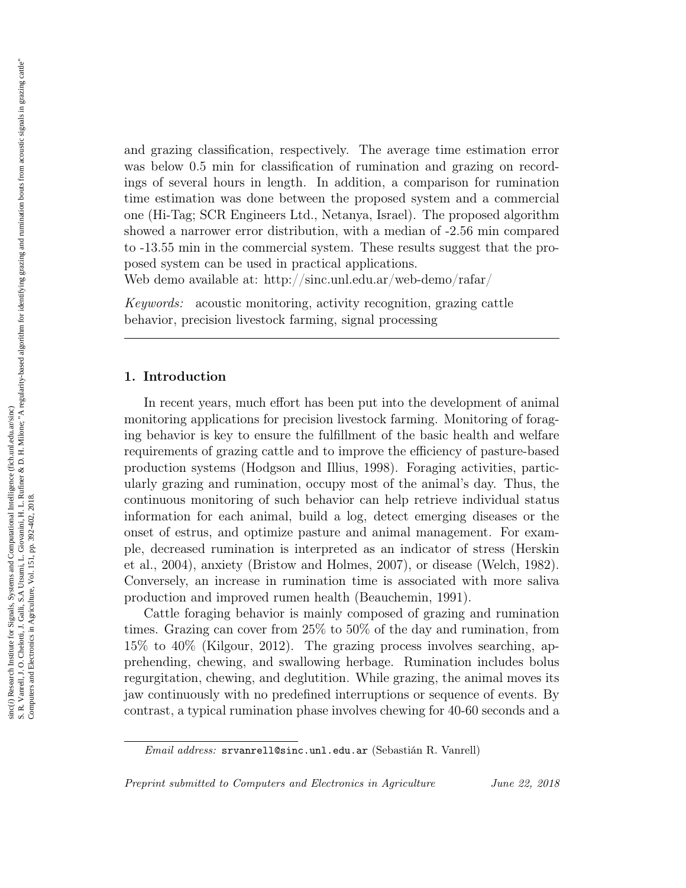and grazing classification, respectively. The average time estimation error was below 0.5 min for classification of rumination and grazing on recordings of several hours in length. In addition, a comparison for rumination time estimation was done between the proposed system and a commercial one (Hi-Tag; SCR Engineers Ltd., Netanya, Israel). The proposed algorithm showed a narrower error distribution, with a median of -2.56 min compared to -13.55 min in the commercial system. These results suggest that the proposed system can be used in practical applications.
Web demo available at: http://sinc.unl.edu.ar/web-demo/rafar/

*Keywords:* acoustic monitoring, activity recognition, grazing cattle behavior, precision livestock farming, signal processing

---

## 1. Introduction

In recent years, much effort has been put into the development of animal monitoring applications for precision livestock farming. Monitoring of foraging behavior is key to ensure the fulfillment of the basic health and welfare requirements of grazing cattle and to improve the efficiency of pasture-based production systems (Hodgson and Illius, 1998). Foraging activities, particularly grazing and rumination, occupy most of the animal's day. Thus, the continuous monitoring of such behavior can help retrieve individual status information for each animal, build a log, detect emerging diseases or the onset of estrus, and optimize pasture and animal management. For example, decreased rumination is interpreted as an indicator of stress (Herskin et al., 2004), anxiety (Bristow and Holmes, 2007), or disease (Welch, 1982). Conversely, an increase in rumination time is associated with more saliva production and improved rumen health (Beauchemin, 1991).

Cattle foraging behavior is mainly composed of grazing and rumination times. Grazing can cover from 25% to 50% of the day and rumination, from 15% to 40% (Kilgour, 2012). The grazing process involves searching, apprehending, chewing, and swallowing herbage. Rumination includes bolus regurgitation, chewing, and deglutition. While grazing, the animal moves its jaw continuously with no predefined interruptions or sequence of events. By contrast, a typical rumination phase involves chewing for 40-60 seconds and a

*Email address:* srvanrell@sinc.unl.edu.ar (Sebastián R. Vanrell)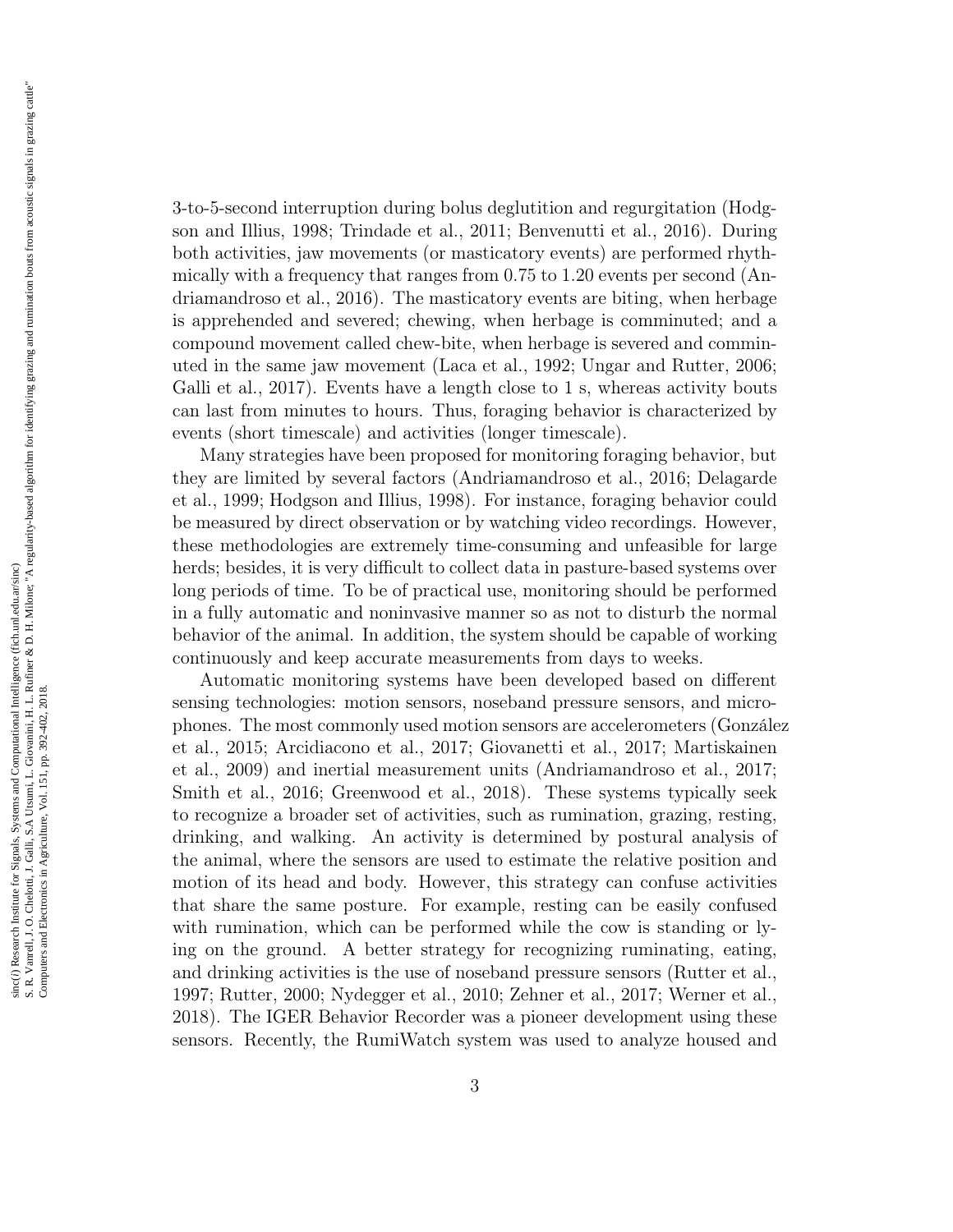3-to-5-second interruption during bolus deglutition and regurgitation (Hodgson and Illius, 1998; Trindade et al., 2011; Benvenutti et al., 2016). During both activities, jaw movements (or masticatory events) are performed rhythmically with a frequency that ranges from 0.75 to 1.20 events per second (Andriamandroso et al., 2016). The masticatory events are biting, when herbage is apprehended and severed; chewing, when herbage is comminuted; and a compound movement called chew-bite, when herbage is severed and comminuted in the same jaw movement (Laca et al., 1992; Ungar and Rutter, 2006; Galli et al., 2017). Events have a length close to 1 s, whereas activity bouts can last from minutes to hours. Thus, foraging behavior is characterized by events (short timescale) and activities (longer timescale).

Many strategies have been proposed for monitoring foraging behavior, but they are limited by several factors (Andriamandroso et al., 2016; Delagarde et al., 1999; Hodgson and Illius, 1998). For instance, foraging behavior could be measured by direct observation or by watching video recordings. However, these methodologies are extremely time-consuming and unfeasible for large herds; besides, it is very difficult to collect data in pasture-based systems over long periods of time. To be of practical use, monitoring should be performed in a fully automatic and noninvasive manner so as not to disturb the normal behavior of the animal. In addition, the system should be capable of working continuously and keep accurate measurements from days to weeks.

Automatic monitoring systems have been developed based on different sensing technologies: motion sensors, noseband pressure sensors, and microphones. The most commonly used motion sensors are accelerometers (González et al., 2015; Arcidiacono et al., 2017; Giovanetti et al., 2017; Martiskainen et al., 2009) and inertial measurement units (Andriamandroso et al., 2017; Smith et al., 2016; Greenwood et al., 2018). These systems typically seek to recognize a broader set of activities, such as rumination, grazing, resting, drinking, and walking. An activity is determined by postural analysis of the animal, where the sensors are used to estimate the relative position and motion of its head and body. However, this strategy can confuse activities that share the same posture. For example, resting can be easily confused with rumination, which can be performed while the cow is standing or lying on the ground. A better strategy for recognizing ruminating, eating, and drinking activities is the use of noseband pressure sensors (Rutter et al., 1997; Rutter, 2000; Nydegger et al., 2010; Zehner et al., 2017; Werner et al., 2018). The IGER Behavior Recorder was a pioneer development using these sensors. Recently, the RumiWatch system was used to analyze housed and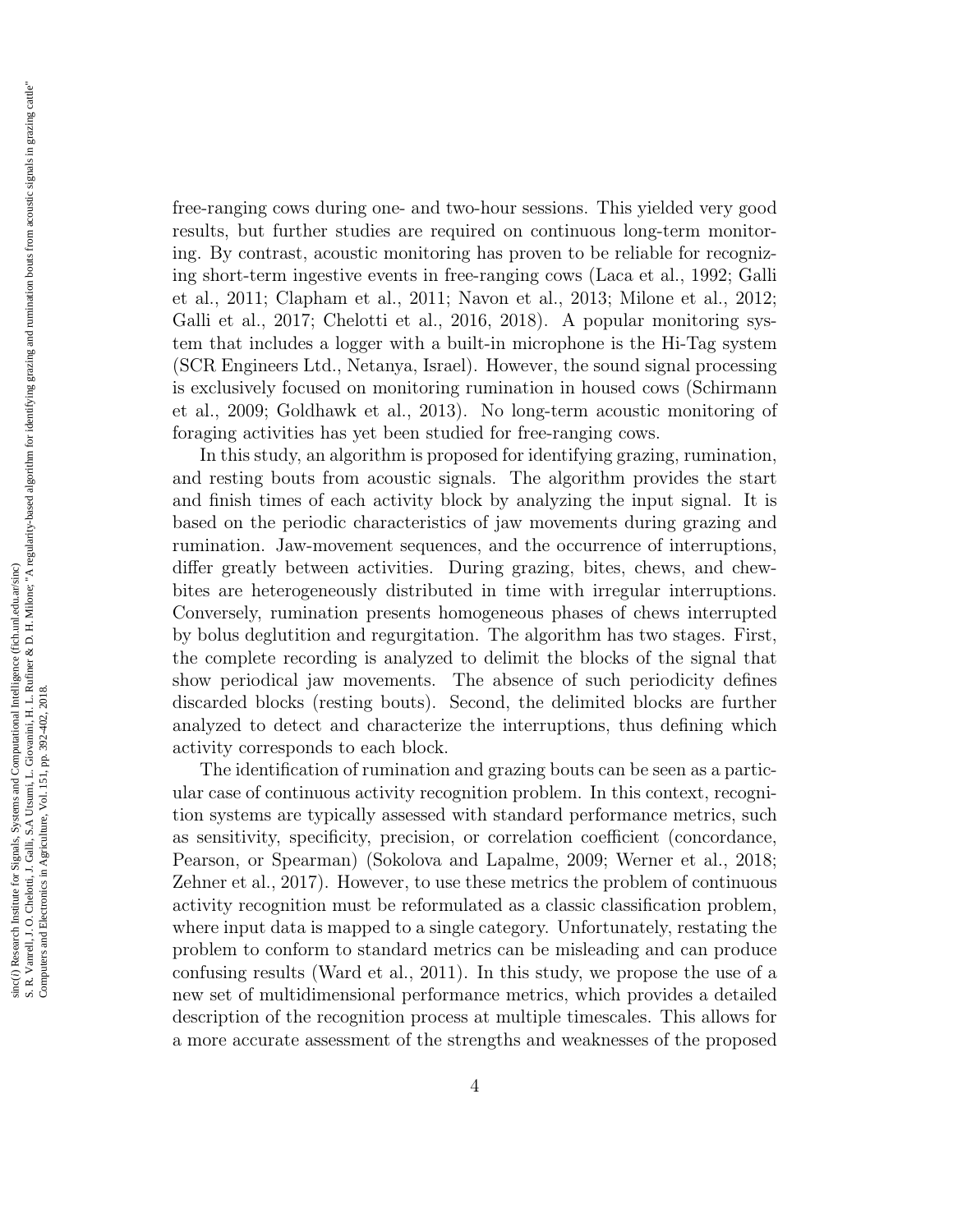free-ranging cows during one- and two-hour sessions. This yielded very good results, but further studies are required on continuous long-term monitoring. By contrast, acoustic monitoring has proven to be reliable for recognizing short-term ingestive events in free-ranging cows (Laca et al., 1992; Galli et al., 2011; Clapham et al., 2011; Navon et al., 2013; Milone et al., 2012; Galli et al., 2017; Chelotti et al., 2016, 2018). A popular monitoring system that includes a logger with a built-in microphone is the Hi-Tag system (SCR Engineers Ltd., Netanya, Israel). However, the sound signal processing is exclusively focused on monitoring rumination in housed cows (Schirmann et al., 2009; Goldhawk et al., 2013). No long-term acoustic monitoring of foraging activities has yet been studied for free-ranging cows.

In this study, an algorithm is proposed for identifying grazing, rumination, and resting bouts from acoustic signals. The algorithm provides the start and finish times of each activity block by analyzing the input signal. It is based on the periodic characteristics of jaw movements during grazing and rumination. Jaw-movement sequences, and the occurrence of interruptions, differ greatly between activities. During grazing, bites, chews, and chew-bites are heterogeneously distributed in time with irregular interruptions. Conversely, rumination presents homogeneous phases of chews interrupted by bolus deglutition and regurgitation. The algorithm has two stages. First, the complete recording is analyzed to delimit the blocks of the signal that show periodical jaw movements. The absence of such periodicity defines discarded blocks (resting bouts). Second, the delimited blocks are further analyzed to detect and characterize the interruptions, thus defining which activity corresponds to each block.

The identification of rumination and grazing bouts can be seen as a particular case of continuous activity recognition problem. In this context, recognition systems are typically assessed with standard performance metrics, such as sensitivity, specificity, precision, or correlation coefficient (concordance, Pearson, or Spearman) (Sokolova and Lapalme, 2009; Werner et al., 2018; Zehner et al., 2017). However, to use these metrics the problem of continuous activity recognition must be reformulated as a classic classification problem, where input data is mapped to a single category. Unfortunately, restating the problem to conform to standard metrics can be misleading and can produce confusing results (Ward et al., 2011). In this study, we propose the use of a new set of multidimensional performance metrics, which provides a detailed description of the recognition process at multiple timescales. This allows for a more accurate assessment of the strengths and weaknesses of the proposed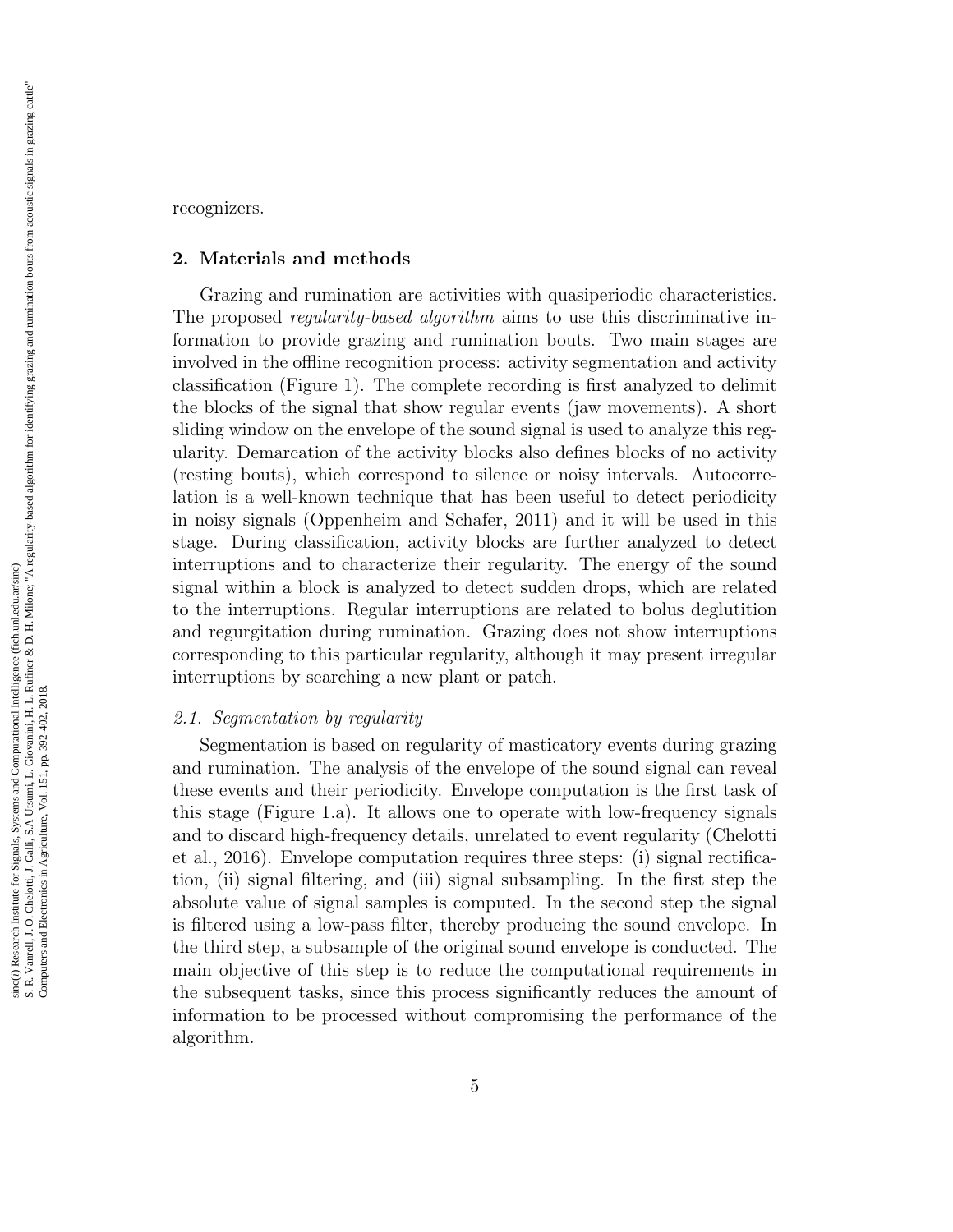recognizers.

## 2. Materials and methods

Grazing and rumination are activities with quasiperiodic characteristics. The proposed *regularity-based algorithm* aims to use this discriminative information to provide grazing and rumination bouts. Two main stages are involved in the offline recognition process: activity segmentation and activity classification (Figure 1). The complete recording is first analyzed to delimit the blocks of the signal that show regular events (jaw movements). A short sliding window on the envelope of the sound signal is used to analyze this regularity. Demarcation of the activity blocks also defines blocks of no activity (resting bouts), which correspond to silence or noisy intervals. Autocorrelation is a well-known technique that has been useful to detect periodicity in noisy signals (Oppenheim and Schafer, 2011) and it will be used in this stage. During classification, activity blocks are further analyzed to detect interruptions and to characterize their regularity. The energy of the sound signal within a block is analyzed to detect sudden drops, which are related to the interruptions. Regular interruptions are related to bolus deglutition and regurgitation during rumination. Grazing does not show interruptions corresponding to this particular regularity, although it may present irregular interruptions by searching a new plant or patch.

### *2.1. Segmentation by regularity*

Segmentation is based on regularity of masticatory events during grazing and rumination. The analysis of the envelope of the sound signal can reveal these events and their periodicity. Envelope computation is the first task of this stage (Figure 1.a). It allows one to operate with low-frequency signals and to discard high-frequency details, unrelated to event regularity (Chelotti et al., 2016). Envelope computation requires three steps: (i) signal rectification, (ii) signal filtering, and (iii) signal subsampling. In the first step the absolute value of signal samples is computed. In the second step the signal is filtered using a low-pass filter, thereby producing the sound envelope. In the third step, a subsample of the original sound envelope is conducted. The main objective of this step is to reduce the computational requirements in the subsequent tasks, since this process significantly reduces the amount of information to be processed without compromising the performance of the algorithm.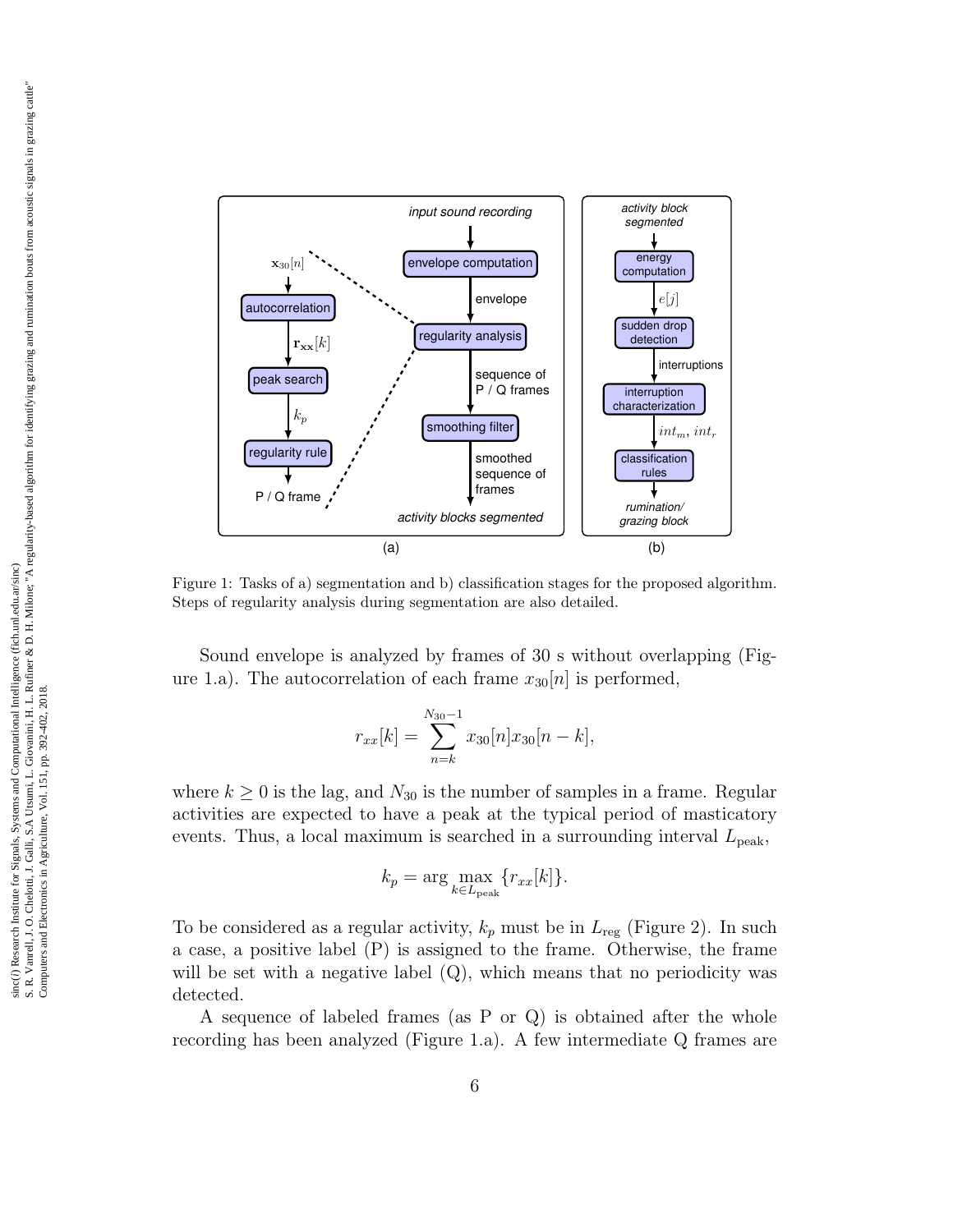Figure 1: Tasks of a) segmentation and b) classification stages for the proposed algorithm. Steps of regularity analysis during segmentation are also detailed.

Sound envelope is analyzed by frames of 30 s without overlapping (Figure 1.a). The autocorrelation of each frame $x_{30}[n]$ is performed,

$$r_{xx}[k] = \sum_{n=k}^{N_{30}-1} x_{30}[n]x_{30}[n-k],$$

where $k \geq 0$ is the lag, and $N_{30}$ is the number of samples in a frame. Regular activities are expected to have a peak at the typical period of masticatory events. Thus, a local maximum is searched in a surrounding interval $L_{\text{peak}}$,

$$k_p = \arg \max_{k \in L_{\text{peak}}} \{r_{xx}[k]\}.$$

To be considered as a regular activity, $k_p$ must be in $L_{\text{reg}}$ (Figure 2). In such a case, a positive label (P) is assigned to the frame. Otherwise, the frame will be set with a negative label (Q), which means that no periodicity was detected.

A sequence of labeled frames (as P or Q) is obtained after the whole recording has been analyzed (Figure 1.a). A few intermediate Q frames are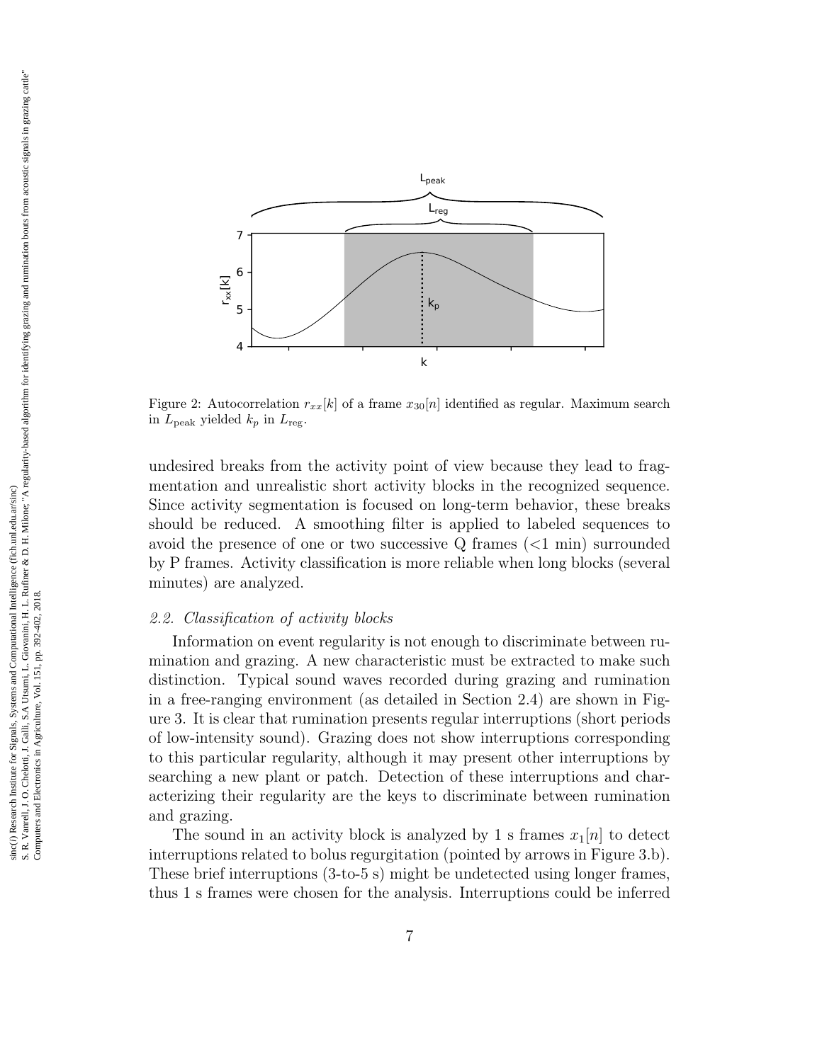Figure 2: Autocorrelation $r_{xx}[k]$ of a frame $x_{30}[n]$ identified as regular. Maximum search in $L_{\text{peak}}$ yielded $k_p$ in $L_{\text{reg}}$.

undesired breaks from the activity point of view because they lead to fragmentation and unrealistic short activity blocks in the recognized sequence. Since activity segmentation is focused on long-term behavior, these breaks should be reduced. A smoothing filter is applied to labeled sequences to avoid the presence of one or two successive Q frames (<1 min) surrounded by P frames. Activity classification is more reliable when long blocks (several minutes) are analyzed.

### *2.2. Classification of activity blocks*

Information on event regularity is not enough to discriminate between rumination and grazing. A new characteristic must be extracted to make such distinction. Typical sound waves recorded during grazing and rumination in a free-ranging environment (as detailed in Section 2.4) are shown in Figure 3. It is clear that rumination presents regular interruptions (short periods of low-intensity sound). Grazing does not show interruptions corresponding to this particular regularity, although it may present other interruptions by searching a new plant or patch. Detection of these interruptions and characterizing their regularity are the keys to discriminate between rumination and grazing.

The sound in an activity block is analyzed by 1 s frames $x_1[n]$ to detect interruptions related to bolus regurgitation (pointed by arrows in Figure 3.b). These brief interruptions (3-to-5 s) might be undetected using longer frames, thus 1 s frames were chosen for the analysis. Interruptions could be inferred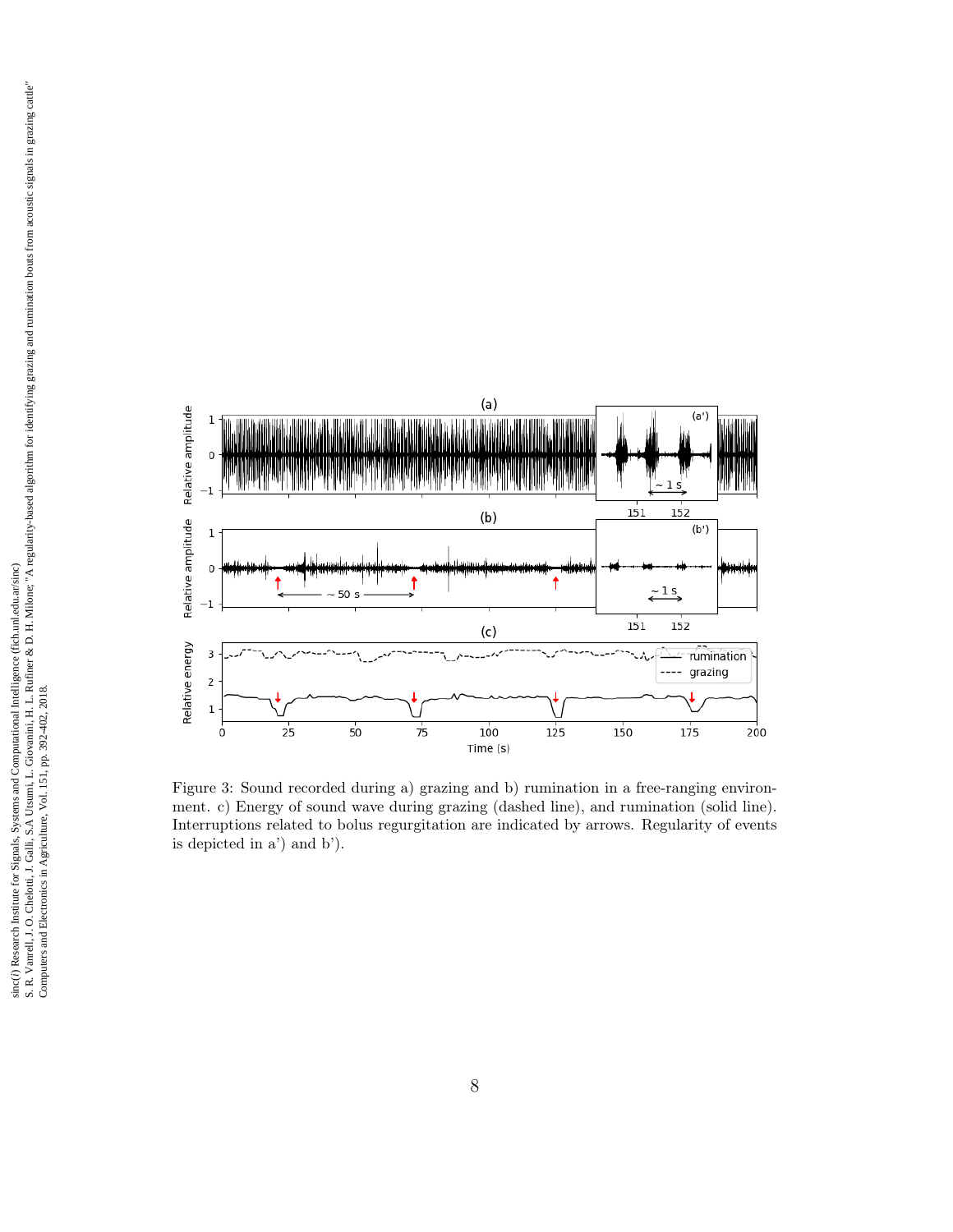Figure 3: Sound recorded during a) grazing and b) rumination in a free-ranging environment. c) Energy of sound wave during grazing (dashed line), and rumination (solid line). Interruptions related to bolus regurgitation are indicated by arrows. Regularity of events is depicted in a') and b').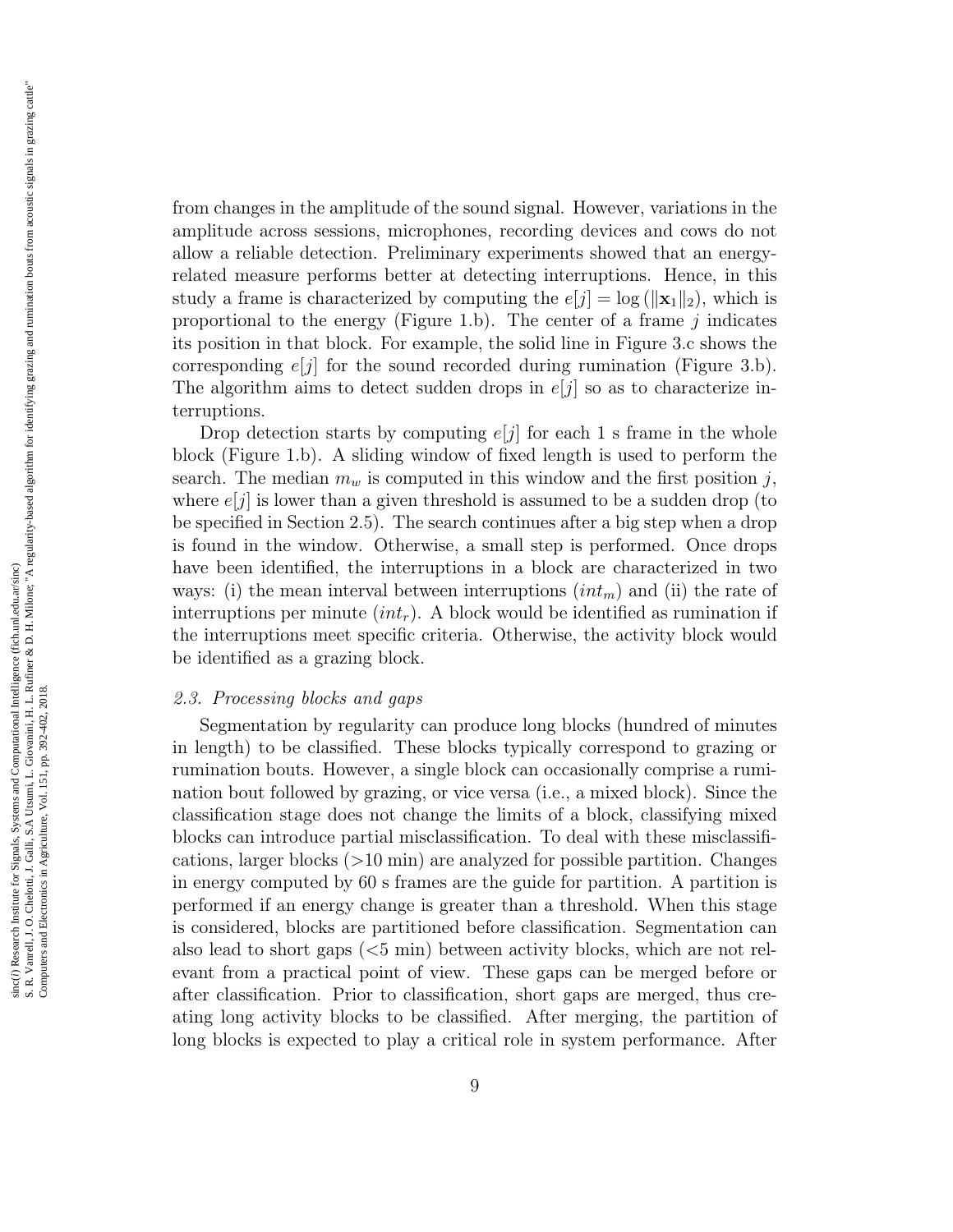from changes in the amplitude of the sound signal. However, variations in the amplitude across sessions, microphones, recording devices and cows do not allow a reliable detection. Preliminary experiments showed that an energy-related measure performs better at detecting interruptions. Hence, in this study a frame is characterized by computing the $e[j] = \log(\|\mathbf{x}_1\|_2)$, which is proportional to the energy (Figure 1.b). The center of a frame $j$ indicates its position in that block. For example, the solid line in Figure 3.c shows the corresponding $e[j]$ for the sound recorded during rumination (Figure 3.b). The algorithm aims to detect sudden drops in $e[j]$ so as to characterize interruptions.

Drop detection starts by computing $e[j]$ for each 1 s frame in the whole block (Figure 1.b). A sliding window of fixed length is used to perform the search. The median $m_w$ is computed in this window and the first position $j$, where $e[j]$ is lower than a given threshold is assumed to be a sudden drop (to be specified in Section 2.5). The search continues after a big step when a drop is found in the window. Otherwise, a small step is performed. Once drops have been identified, the interruptions in a block are characterized in two ways: (i) the mean interval between interruptions ($int_m$) and (ii) the rate of interruptions per minute ($int_r$). A block would be identified as rumination if the interruptions meet specific criteria. Otherwise, the activity block would be identified as a grazing block.

### *2.3. Processing blocks and gaps*

Segmentation by regularity can produce long blocks (hundred of minutes in length) to be classified. These blocks typically correspond to grazing or rumination bouts. However, a single block can occasionally comprise a rumination bout followed by grazing, or vice versa (i.e., a mixed block). Since the classification stage does not change the limits of a block, classifying mixed blocks can introduce partial misclassification. To deal with these misclassifications, larger blocks (>10 min) are analyzed for possible partition. Changes in energy computed by 60 s frames are the guide for partition. A partition is performed if an energy change is greater than a threshold. When this stage is considered, blocks are partitioned before classification. Segmentation can also lead to short gaps (<5 min) between activity blocks, which are not relevant from a practical point of view. These gaps can be merged before or after classification. Prior to classification, short gaps are merged, thus creating long activity blocks to be classified. After merging, the partition of long blocks is expected to play a critical role in system performance. After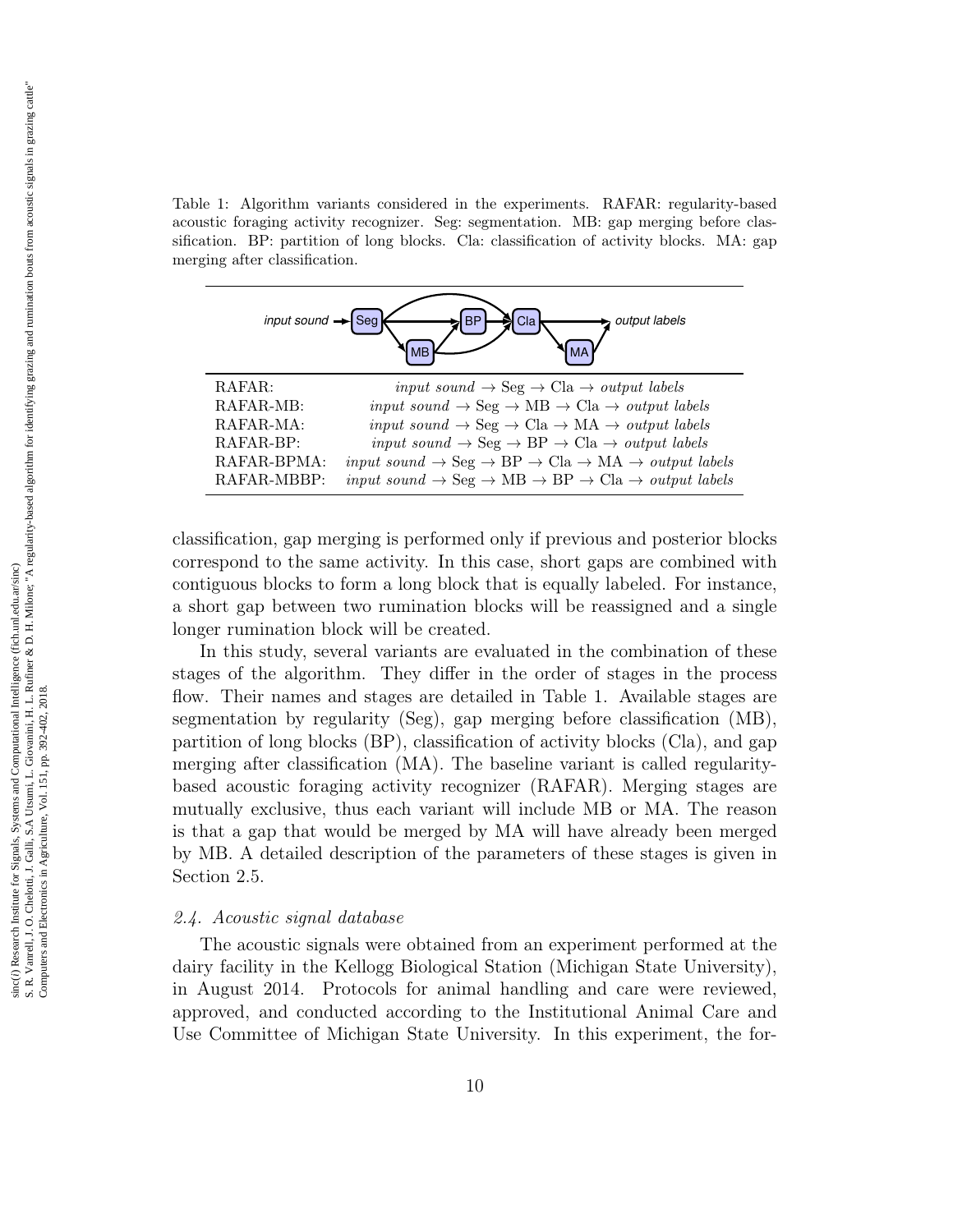Table 1: Algorithm variants considered in the experiments. RAFAR: regularity-based acoustic foraging activity recognizer. Seg: segmentation. MB: gap merging before classification. BP: partition of long blocks. Cla: classification of activity blocks. MA: gap merging after classification.

| | |
|---|---|
| RAFAR: | *input sound* → Seg → Cla → *output labels* |
| RAFAR-MB: | *input sound* → Seg → MB → Cla → *output labels* |
| RAFAR-MA: | *input sound* → Seg → Cla → MA → *output labels* |
| RAFAR-BP: | *input sound* → Seg → BP → Cla → *output labels* |
| RAFAR-BPMA: | *input sound* → Seg → BP → Cla → MA → *output labels* |
| RAFAR-MBBP: | *input sound* → Seg → MB → BP → Cla → *output labels* |

classification, gap merging is performed only if previous and posterior blocks correspond to the same activity. In this case, short gaps are combined with contiguous blocks to form a long block that is equally labeled. For instance, a short gap between two rumination blocks will be reassigned and a single longer rumination block will be created.

In this study, several variants are evaluated in the combination of these stages of the algorithm. They differ in the order of stages in the process flow. Their names and stages are detailed in Table 1. Available stages are segmentation by regularity (Seg), gap merging before classification (MB), partition of long blocks (BP), classification of activity blocks (Cla), and gap merging after classification (MA). The baseline variant is called regularity-based acoustic foraging activity recognizer (RAFAR). Merging stages are mutually exclusive, thus each variant will include MB or MA. The reason is that a gap that would be merged by MA will have already been merged by MB. A detailed description of the parameters of these stages is given in Section 2.5.

### 2.4. Acoustic signal database

The acoustic signals were obtained from an experiment performed at the dairy facility in the Kellogg Biological Station (Michigan State University), in August 2014. Protocols for animal handling and care were reviewed, approved, and conducted according to the Institutional Animal Care and Use Committee of Michigan State University. In this experiment, the for-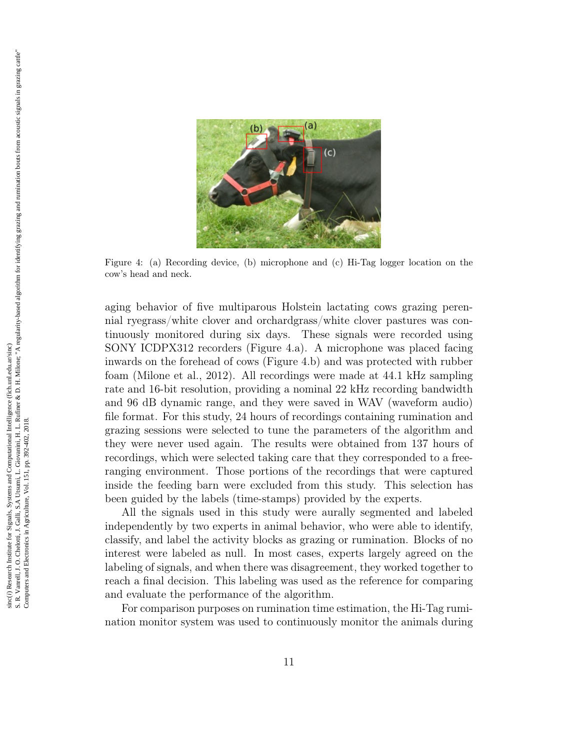Figure 4: (a) Recording device, (b) microphone and (c) Hi-Tag logger location on the cow's head and neck.

aging behavior of five multiparous Holstein lactating cows grazing perennial ryegrass/white clover and orchardgrass/white clover pastures was continuously monitored during six days. These signals were recorded using SONY ICDPX312 recorders (Figure 4.a). A microphone was placed facing inwards on the forehead of cows (Figure 4.b) and was protected with rubber foam (Milone et al., 2012). All recordings were made at 44.1 kHz sampling rate and 16-bit resolution, providing a nominal 22 kHz recording bandwidth and 96 dB dynamic range, and they were saved in WAV (waveform audio) file format. For this study, 24 hours of recordings containing rumination and grazing sessions were selected to tune the parameters of the algorithm and they were never used again. The results were obtained from 137 hours of recordings, which were selected taking care that they corresponded to a free-ranging environment. Those portions of the recordings that were captured inside the feeding barn were excluded from this study. This selection has been guided by the labels (time-stamps) provided by the experts.

All the signals used in this study were aurally segmented and labeled independently by two experts in animal behavior, who were able to identify, classify, and label the activity blocks as grazing or rumination. Blocks of no interest were labeled as null. In most cases, experts largely agreed on the labeling of signals, and when there was disagreement, they worked together to reach a final decision. This labeling was used as the reference for comparing and evaluate the performance of the algorithm.

For comparison purposes on rumination time estimation, the Hi-Tag rumination monitor system was used to continuously monitor the animals during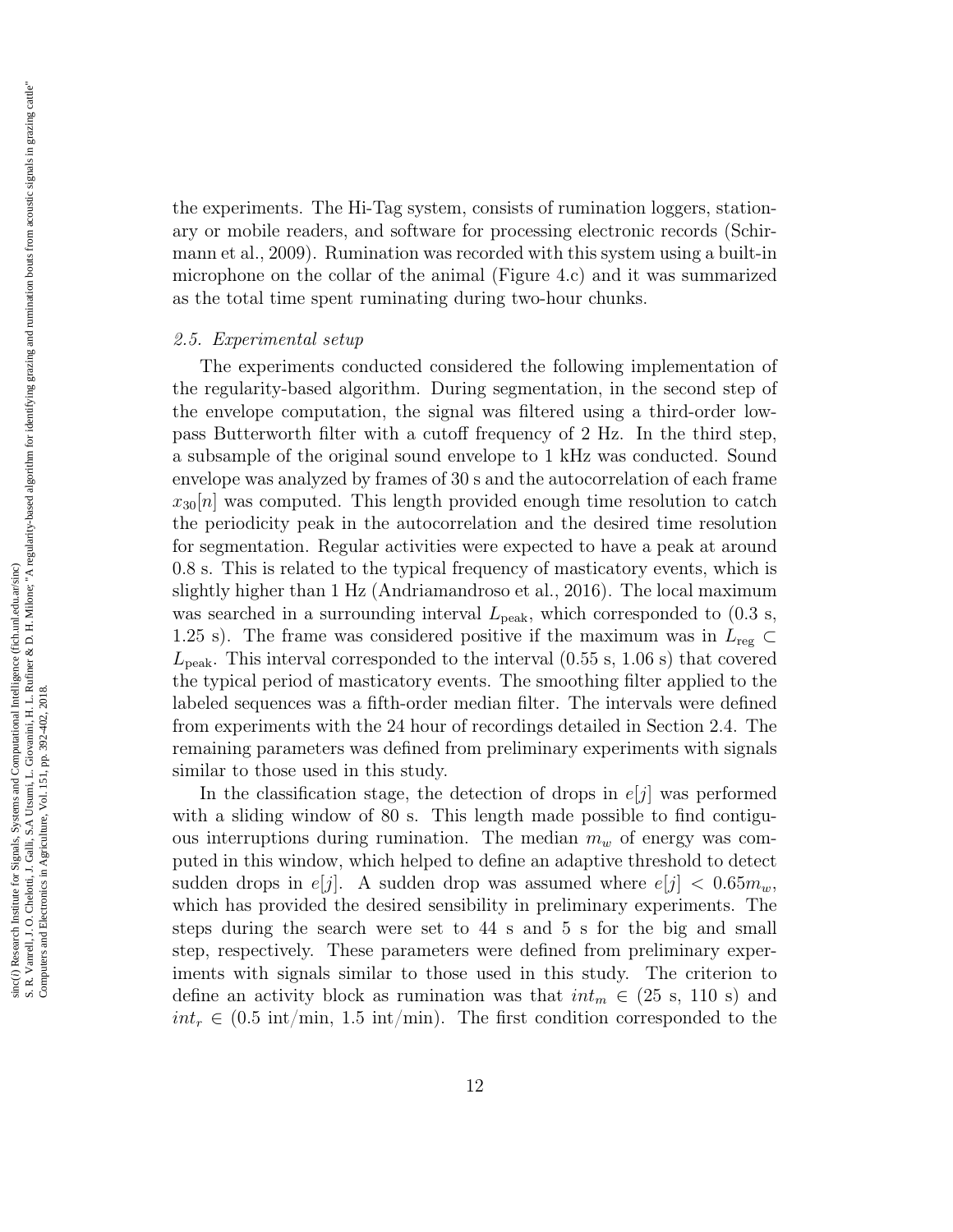the experiments. The Hi-Tag system, consists of rumination loggers, stationary or mobile readers, and software for processing electronic records (Schirmann et al., 2009). Rumination was recorded with this system using a built-in microphone on the collar of the animal (Figure 4.c) and it was summarized as the total time spent ruminating during two-hour chunks.

### *2.5. Experimental setup*

The experiments conducted considered the following implementation of the regularity-based algorithm. During segmentation, in the second step of the envelope computation, the signal was filtered using a third-order low-pass Butterworth filter with a cutoff frequency of 2 Hz. In the third step, a subsample of the original sound envelope to 1 kHz was conducted. Sound envelope was analyzed by frames of 30 s and the autocorrelation of each frame $x_{30}[n]$ was computed. This length provided enough time resolution to catch the periodicity peak in the autocorrelation and the desired time resolution for segmentation. Regular activities were expected to have a peak at around 0.8 s. This is related to the typical frequency of masticatory events, which is slightly higher than 1 Hz (Andriamandroso et al., 2016). The local maximum was searched in a surrounding interval $L_{\text{peak}}$, which corresponded to (0.3 s, 1.25 s). The frame was considered positive if the maximum was in $L_{\text{reg}} \subset L_{\text{peak}}$. This interval corresponded to the interval (0.55 s, 1.06 s) that covered the typical period of masticatory events. The smoothing filter applied to the labeled sequences was a fifth-order median filter. The intervals were defined from experiments with the 24 hour of recordings detailed in Section 2.4. The remaining parameters was defined from preliminary experiments with signals similar to those used in this study.

In the classification stage, the detection of drops in $e[j]$ was performed with a sliding window of 80 s. This length made possible to find contiguous interruptions during rumination. The median $m_w$ of energy was computed in this window, which helped to define an adaptive threshold to detect sudden drops in $e[j]$. A sudden drop was assumed where $e[j] < 0.65 m_w$, which has provided the desired sensibility in preliminary experiments. The steps during the search were set to 44 s and 5 s for the big and small step, respectively. These parameters were defined from preliminary experiments with signals similar to those used in this study. The criterion to define an activity block as rumination was that $int_m \in$ (25 s, 110 s) and $int_r \in$ (0.5 int/min, 1.5 int/min). The first condition corresponded to the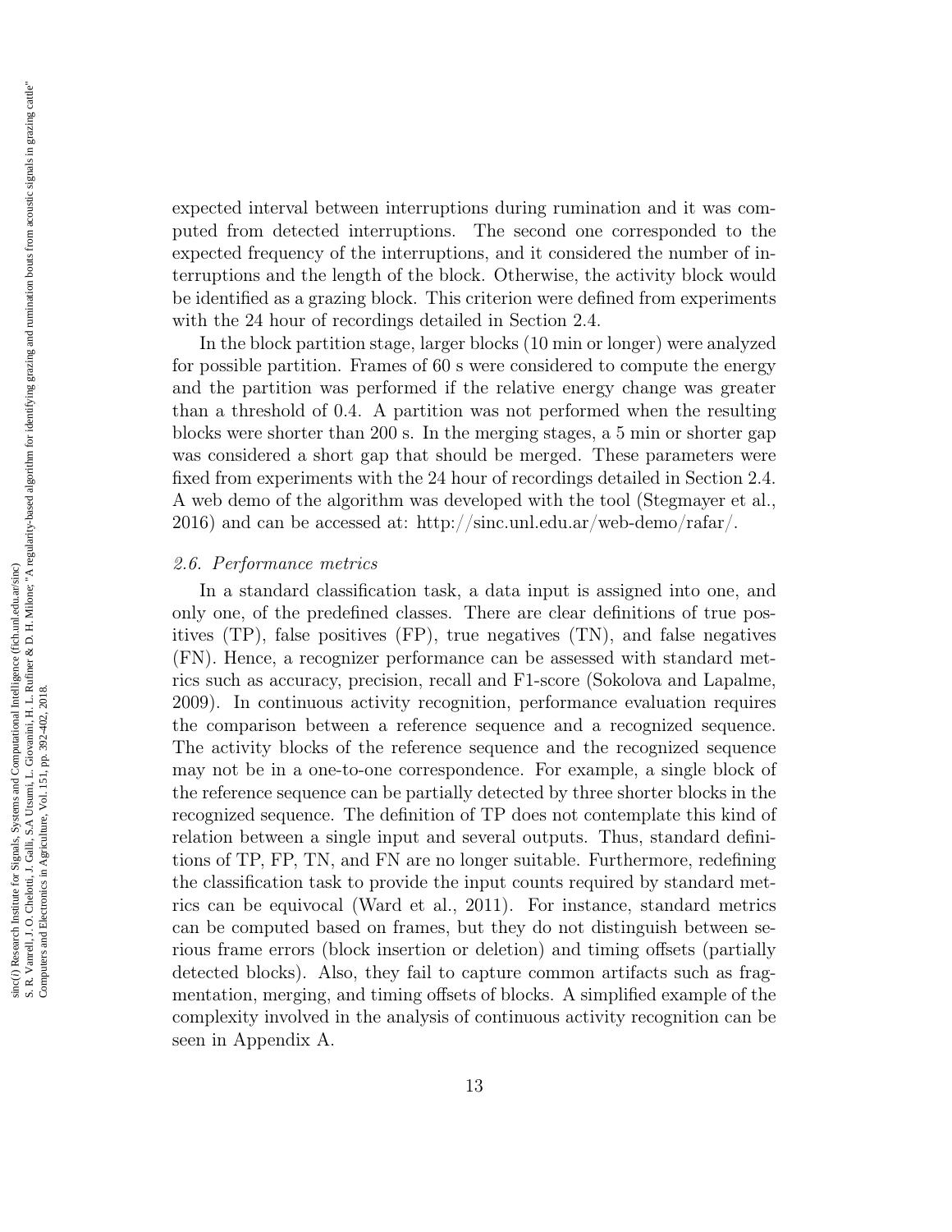expected interval between interruptions during rumination and it was computed from detected interruptions. The second one corresponded to the expected frequency of the interruptions, and it considered the number of interruptions and the length of the block. Otherwise, the activity block would be identified as a grazing block. This criterion were defined from experiments with the 24 hour of recordings detailed in Section 2.4.

In the block partition stage, larger blocks (10 min or longer) were analyzed for possible partition. Frames of 60 s were considered to compute the energy and the partition was performed if the relative energy change was greater than a threshold of 0.4. A partition was not performed when the resulting blocks were shorter than 200 s. In the merging stages, a 5 min or shorter gap was considered a short gap that should be merged. These parameters were fixed from experiments with the 24 hour of recordings detailed in Section 2.4. A web demo of the algorithm was developed with the tool (Stegmayer et al., 2016) and can be accessed at: http://sinc.unl.edu.ar/web-demo/rafar/.

### *2.6. Performance metrics*

In a standard classification task, a data input is assigned into one, and only one, of the predefined classes. There are clear definitions of true positives (TP), false positives (FP), true negatives (TN), and false negatives (FN). Hence, a recognizer performance can be assessed with standard metrics such as accuracy, precision, recall and F1-score (Sokolova and Lapalme, 2009). In continuous activity recognition, performance evaluation requires the comparison between a reference sequence and a recognized sequence. The activity blocks of the reference sequence and the recognized sequence may not be in a one-to-one correspondence. For example, a single block of the reference sequence can be partially detected by three shorter blocks in the recognized sequence. The definition of TP does not contemplate this kind of relation between a single input and several outputs. Thus, standard definitions of TP, FP, TN, and FN are no longer suitable. Furthermore, redefining the classification task to provide the input counts required by standard metrics can be equivocal (Ward et al., 2011). For instance, standard metrics can be computed based on frames, but they do not distinguish between serious frame errors (block insertion or deletion) and timing offsets (partially detected blocks). Also, they fail to capture common artifacts such as fragmentation, merging, and timing offsets of blocks. A simplified example of the complexity involved in the analysis of continuous activity recognition can be seen in Appendix A.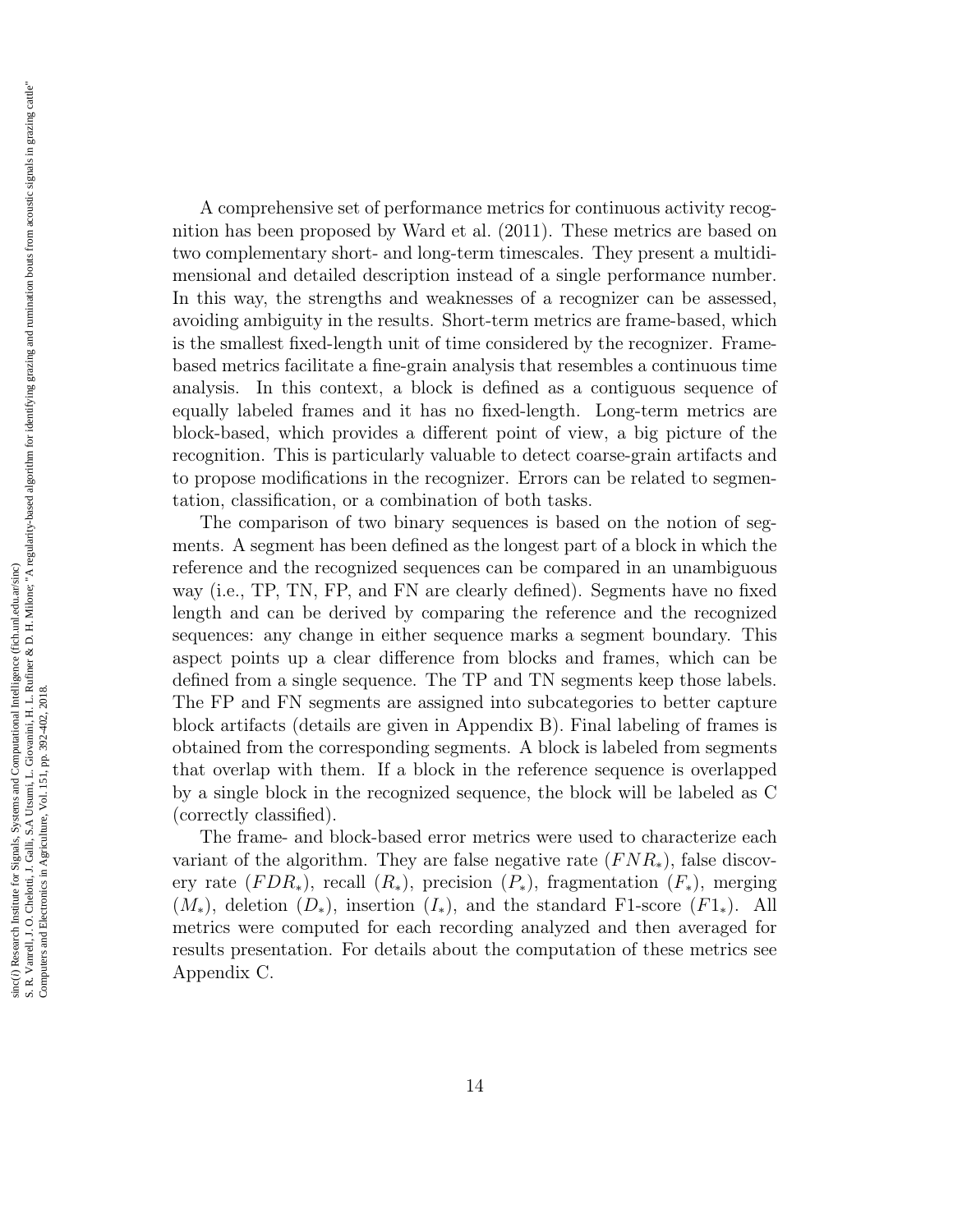A comprehensive set of performance metrics for continuous activity recognition has been proposed by Ward et al. (2011). These metrics are based on two complementary short- and long-term timescales. They present a multidimensional and detailed description instead of a single performance number. In this way, the strengths and weaknesses of a recognizer can be assessed, avoiding ambiguity in the results. Short-term metrics are frame-based, which is the smallest fixed-length unit of time considered by the recognizer. Frame-based metrics facilitate a fine-grain analysis that resembles a continuous time analysis. In this context, a block is defined as a contiguous sequence of equally labeled frames and it has no fixed-length. Long-term metrics are block-based, which provides a different point of view, a big picture of the recognition. This is particularly valuable to detect coarse-grain artifacts and to propose modifications in the recognizer. Errors can be related to segmentation, classification, or a combination of both tasks.

The comparison of two binary sequences is based on the notion of segments. A segment has been defined as the longest part of a block in which the reference and the recognized sequences can be compared in an unambiguous way (i.e., TP, TN, FP, and FN are clearly defined). Segments have no fixed length and can be derived by comparing the reference and the recognized sequences: any change in either sequence marks a segment boundary. This aspect points up a clear difference from blocks and frames, which can be defined from a single sequence. The TP and TN segments keep those labels. The FP and FN segments are assigned into subcategories to better capture block artifacts (details are given in Appendix B). Final labeling of frames is obtained from the corresponding segments. A block is labeled from segments that overlap with them. If a block in the reference sequence is overlapped by a single block in the recognized sequence, the block will be labeled as C (correctly classified).

The frame- and block-based error metrics were used to characterize each variant of the algorithm. They are false negative rate ($FNR_*$), false discovery rate ($FDR_*$), recall ($R_*$), precision ($P_*$), fragmentation ($F_*$), merging ($M_*$), deletion ($D_*$), insertion ($I_*$), and the standard F1-score ($F1_*$). All metrics were computed for each recording analyzed and then averaged for results presentation. For details about the computation of these metrics see Appendix C.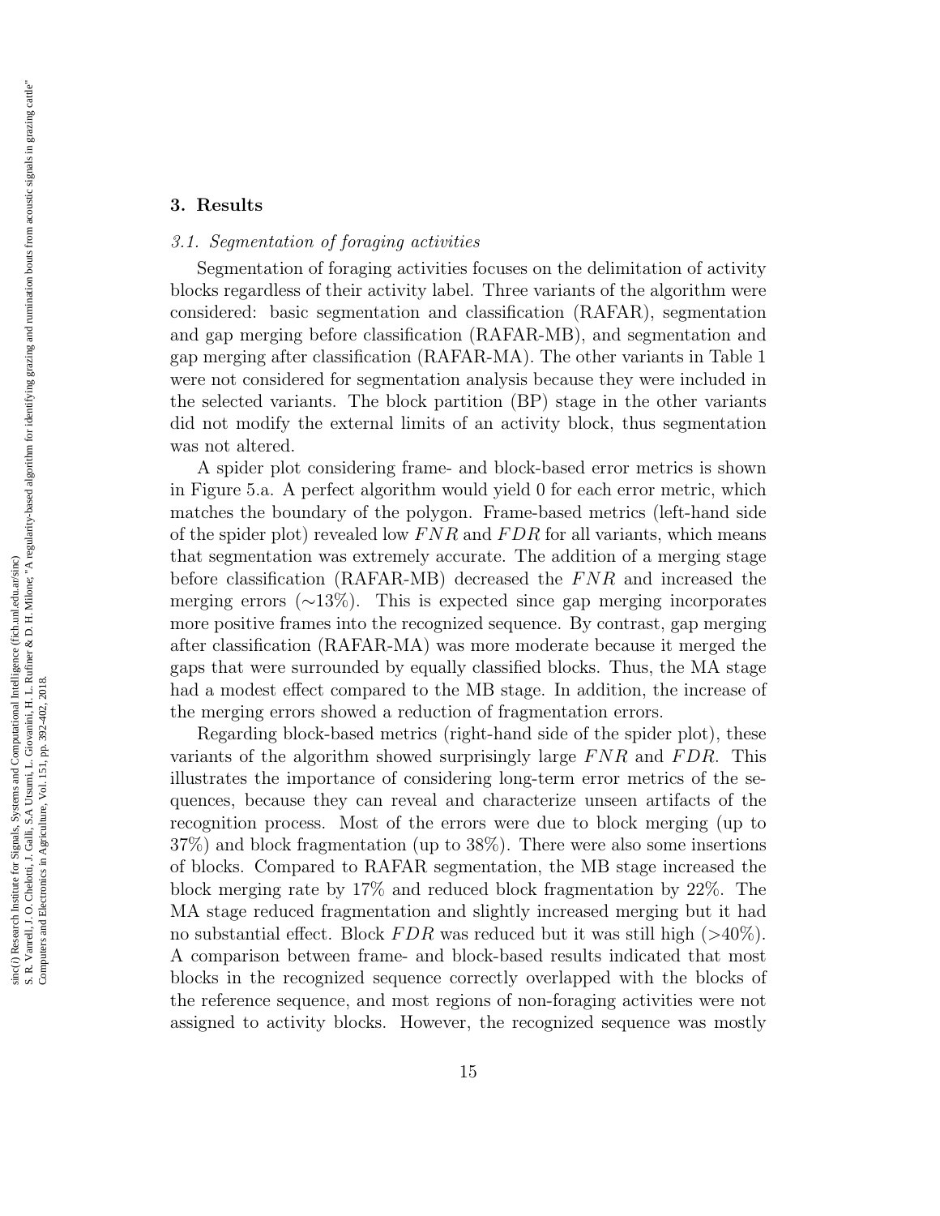## 3. Results

### *3.1. Segmentation of foraging activities*

Segmentation of foraging activities focuses on the delimitation of activity blocks regardless of their activity label. Three variants of the algorithm were considered: basic segmentation and classification (RAFAR), segmentation and gap merging before classification (RAFAR-MB), and segmentation and gap merging after classification (RAFAR-MA). The other variants in Table 1 were not considered for segmentation analysis because they were included in the selected variants. The block partition (BP) stage in the other variants did not modify the external limits of an activity block, thus segmentation was not altered.

A spider plot considering frame- and block-based error metrics is shown in Figure 5.a. A perfect algorithm would yield 0 for each error metric, which matches the boundary of the polygon. Frame-based metrics (left-hand side of the spider plot) revealed low $FNR$ and $FDR$ for all variants, which means that segmentation was extremely accurate. The addition of a merging stage before classification (RAFAR-MB) decreased the $FNR$ and increased the merging errors ($\sim$13%). This is expected since gap merging incorporates more positive frames into the recognized sequence. By contrast, gap merging after classification (RAFAR-MA) was more moderate because it merged the gaps that were surrounded by equally classified blocks. Thus, the MA stage had a modest effect compared to the MB stage. In addition, the increase of the merging errors showed a reduction of fragmentation errors.

Regarding block-based metrics (right-hand side of the spider plot), these variants of the algorithm showed surprisingly large $FNR$ and $FDR$. This illustrates the importance of considering long-term error metrics of the sequences, because they can reveal and characterize unseen artifacts of the recognition process. Most of the errors were due to block merging (up to 37%) and block fragmentation (up to 38%). There were also some insertions of blocks. Compared to RAFAR segmentation, the MB stage increased the block merging rate by 17% and reduced block fragmentation by 22%. The MA stage reduced fragmentation and slightly increased merging but it had no substantial effect. Block $FDR$ was reduced but it was still high (>40%). A comparison between frame- and block-based results indicated that most blocks in the recognized sequence correctly overlapped with the blocks of the reference sequence, and most regions of non-foraging activities were not assigned to activity blocks. However, the recognized sequence was mostly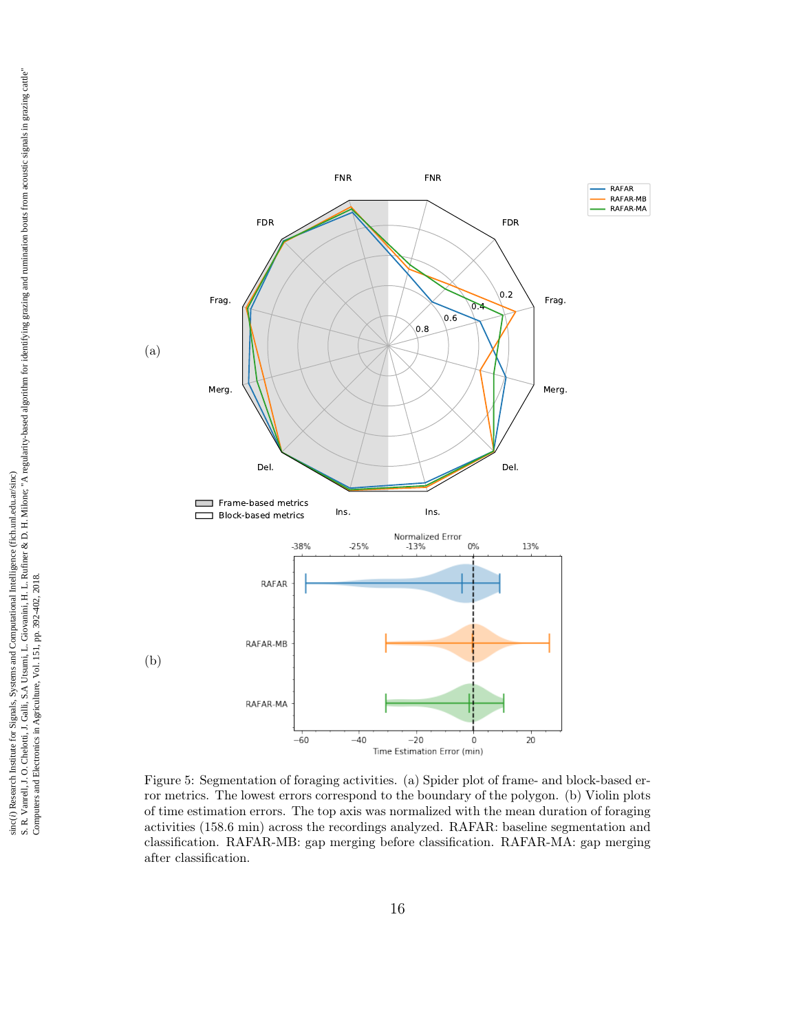(a)

(b)

Figure 5: Segmentation of foraging activities. (a) Spider plot of frame- and block-based error metrics. The lowest errors correspond to the boundary of the polygon. (b) Violin plots of time estimation errors. The top axis was normalized with the mean duration of foraging activities (158.6 min) across the recordings analyzed. RAFAR: baseline segmentation and classification. RAFAR-MB: gap merging before classification. RAFAR-MA: gap merging after classification.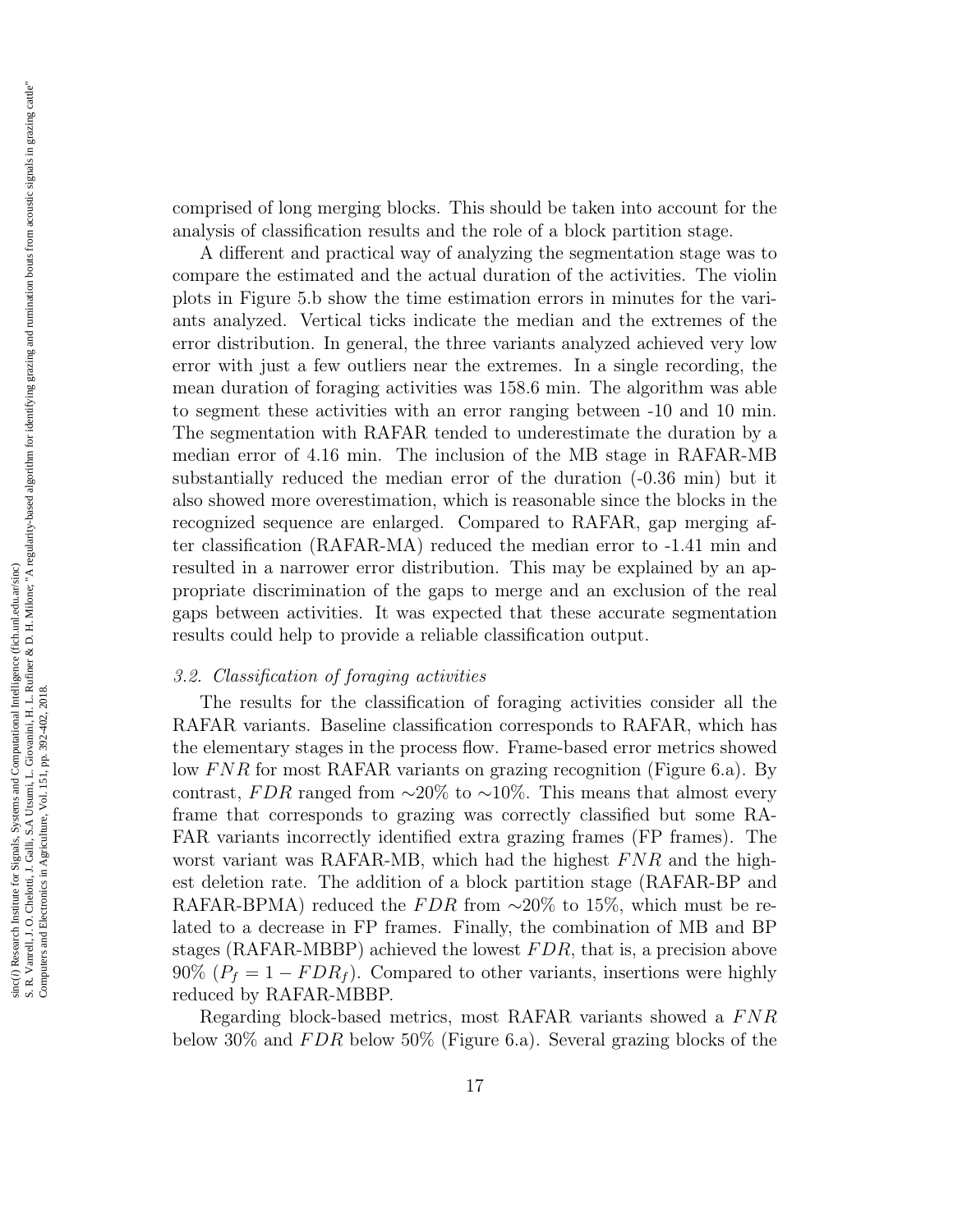comprised of long merging blocks. This should be taken into account for the analysis of classification results and the role of a block partition stage.

A different and practical way of analyzing the segmentation stage was to compare the estimated and the actual duration of the activities. The violin plots in Figure 5.b show the time estimation errors in minutes for the variants analyzed. Vertical ticks indicate the median and the extremes of the error distribution. In general, the three variants analyzed achieved very low error with just a few outliers near the extremes. In a single recording, the mean duration of foraging activities was 158.6 min. The algorithm was able to segment these activities with an error ranging between -10 and 10 min. The segmentation with RAFAR tended to underestimate the duration by a median error of 4.16 min. The inclusion of the MB stage in RAFAR-MB substantially reduced the median error of the duration (-0.36 min) but it also showed more overestimation, which is reasonable since the blocks in the recognized sequence are enlarged. Compared to RAFAR, gap merging after classification (RAFAR-MA) reduced the median error to -1.41 min and resulted in a narrower error distribution. This may be explained by an appropriate discrimination of the gaps to merge and an exclusion of the real gaps between activities. It was expected that these accurate segmentation results could help to provide a reliable classification output.

### *3.2. Classification of foraging activities*

The results for the classification of foraging activities consider all the RAFAR variants. Baseline classification corresponds to RAFAR, which has the elementary stages in the process flow. Frame-based error metrics showed low $FNR$ for most RAFAR variants on grazing recognition (Figure 6.a). By contrast, $FDR$ ranged from ∼20% to ∼10%. This means that almost every frame that corresponds to grazing was correctly classified but some RAFAR variants incorrectly identified extra grazing frames (FP frames). The worst variant was RAFAR-MB, which had the highest $FNR$ and the highest deletion rate. The addition of a block partition stage (RAFAR-BP and RAFAR-BPMA) reduced the $FDR$ from ∼20% to 15%, which must be related to a decrease in FP frames. Finally, the combination of MB and BP stages (RAFAR-MBBP) achieved the lowest $FDR$, that is, a precision above 90% ($P_f = 1 - FDR_f$). Compared to other variants, insertions were highly reduced by RAFAR-MBBP.

Regarding block-based metrics, most RAFAR variants showed a $FNR$ below 30% and $FDR$ below 50% (Figure 6.a). Several grazing blocks of the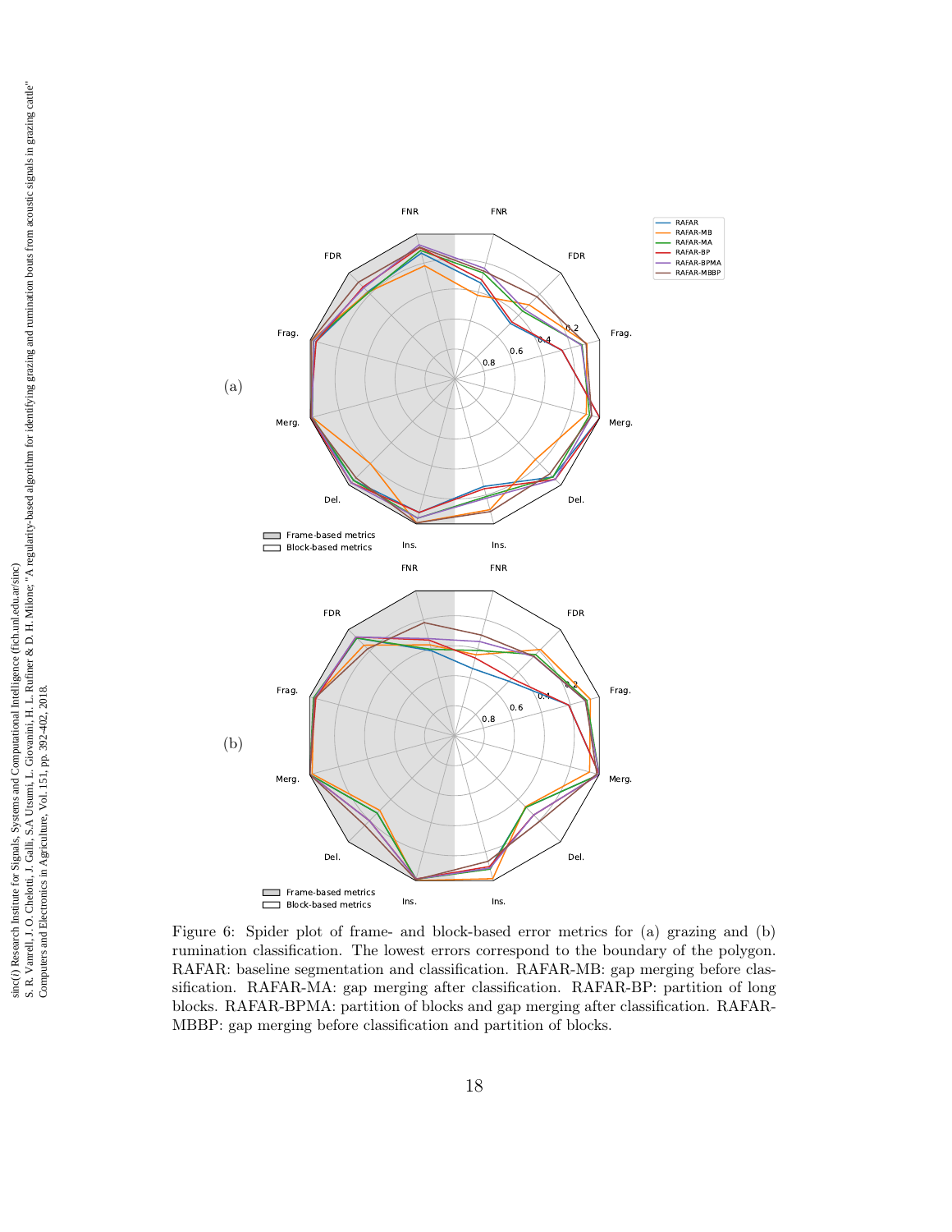Figure 6: Spider plot of frame- and block-based error metrics for (a) grazing and (b) rumination classification. The lowest errors correspond to the boundary of the polygon. RAFAR: baseline segmentation and classification. RAFAR-MB: gap merging before classification. RAFAR-MA: gap merging after classification. RAFAR-BP: partition of long blocks. RAFAR-BPMA: partition of blocks and gap merging after classification. RAFAR-MBBP: gap merging before classification and partition of blocks.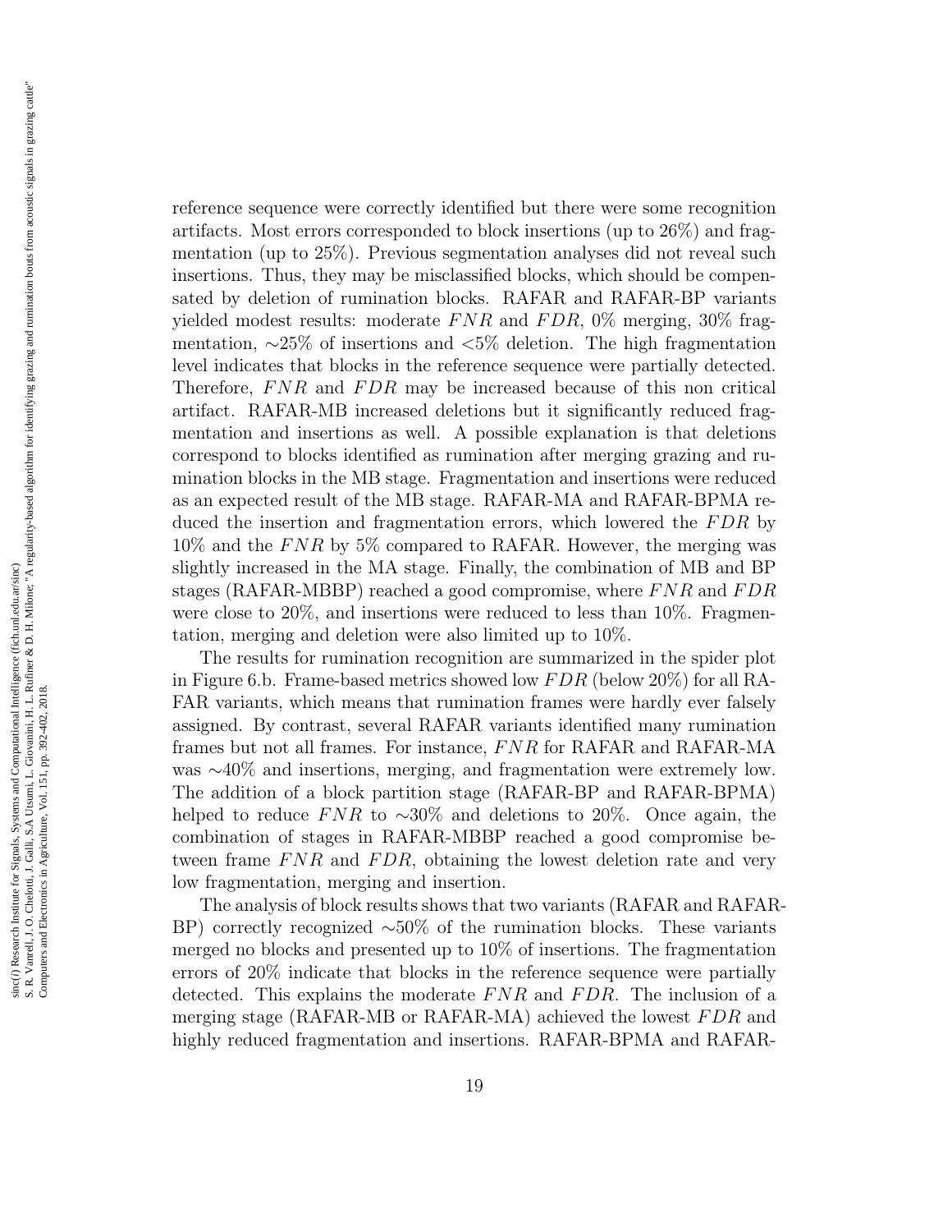reference sequence were correctly identified but there were some recognition artifacts. Most errors corresponded to block insertions (up to 26%) and fragmentation (up to 25%). Previous segmentation analyses did not reveal such insertions. Thus, they may be misclassified blocks, which should be compensated by deletion of rumination blocks. RAFAR and RAFAR-BP variants yielded modest results: moderate $FNR$ and $FDR$, 0% merging, 30% fragmentation, $\sim$25% of insertions and <5% deletion. The high fragmentation level indicates that blocks in the reference sequence were partially detected. Therefore, $FNR$ and $FDR$ may be increased because of this non critical artifact. RAFAR-MB increased deletions but it significantly reduced fragmentation and insertions as well. A possible explanation is that deletions correspond to blocks identified as rumination after merging grazing and rumination blocks in the MB stage. Fragmentation and insertions were reduced as an expected result of the MB stage. RAFAR-MA and RAFAR-BPMA reduced the insertion and fragmentation errors, which lowered the $FDR$ by 10% and the $FNR$ by 5% compared to RAFAR. However, the merging was slightly increased in the MA stage. Finally, the combination of MB and BP stages (RAFAR-MBBP) reached a good compromise, where $FNR$ and $FDR$ were close to 20%, and insertions were reduced to less than 10%. Fragmentation, merging and deletion were also limited up to 10%.

The results for rumination recognition are summarized in the spider plot in Figure 6.b. Frame-based metrics showed low $FDR$ (below 20%) for all RAFAR variants, which means that rumination frames were hardly ever falsely assigned. By contrast, several RAFAR variants identified many rumination frames but not all frames. For instance, $FNR$ for RAFAR and RAFAR-MA was $\sim$40% and insertions, merging, and fragmentation were extremely low. The addition of a block partition stage (RAFAR-BP and RAFAR-BPMA) helped to reduce $FNR$ to $\sim$30% and deletions to 20%. Once again, the combination of stages in RAFAR-MBBP reached a good compromise between frame $FNR$ and $FDR$, obtaining the lowest deletion rate and very low fragmentation, merging and insertion.

The analysis of block results shows that two variants (RAFAR and RAFAR-BP) correctly recognized $\sim$50% of the rumination blocks. These variants merged no blocks and presented up to 10% of insertions. The fragmentation errors of 20% indicate that blocks in the reference sequence were partially detected. This explains the moderate $FNR$ and $FDR$. The inclusion of a merging stage (RAFAR-MB or RAFAR-MA) achieved the lowest $FDR$ and highly reduced fragmentation and insertions. RAFAR-BPMA and RAFAR-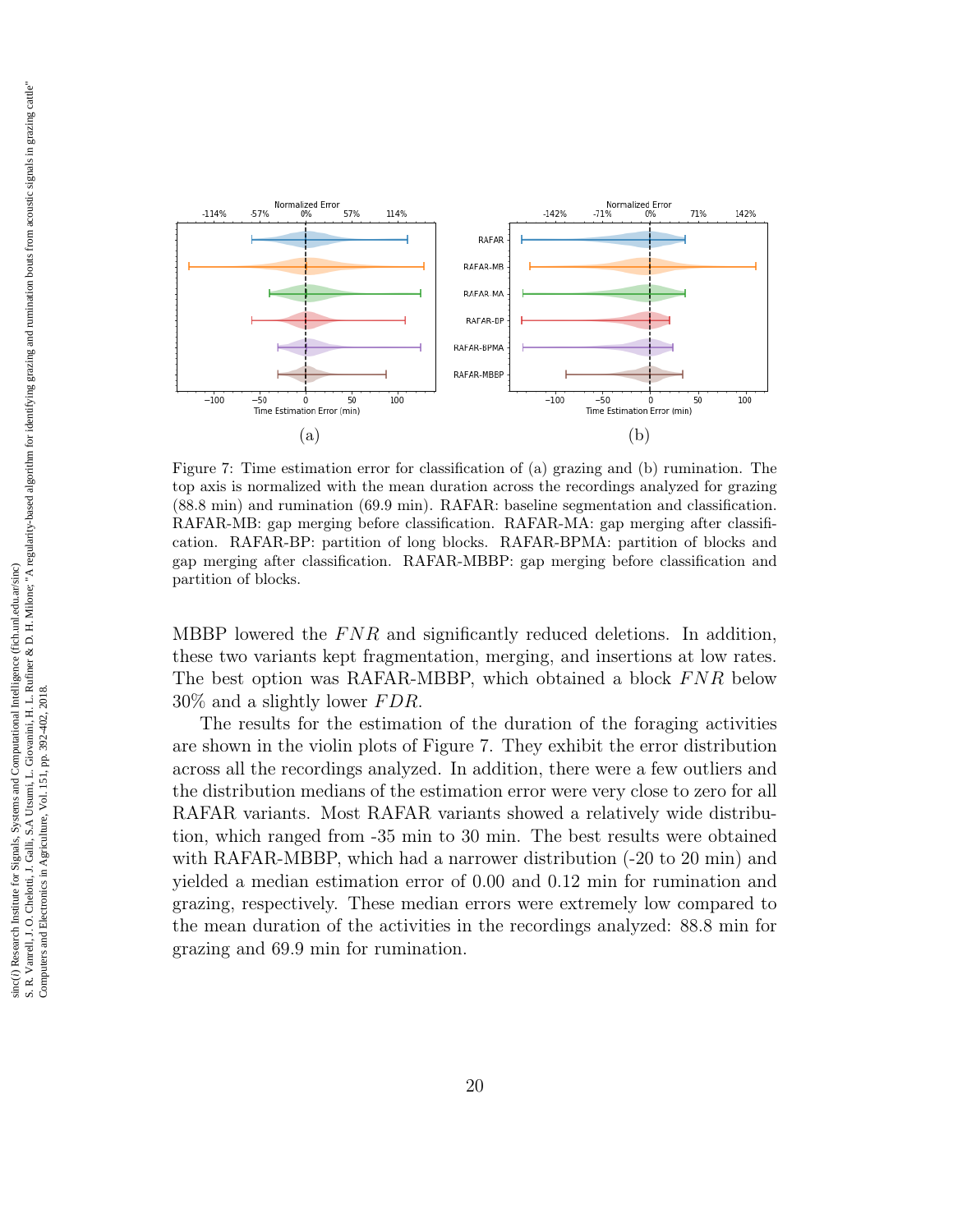Figure 7: Time estimation error for classification of (a) grazing and (b) rumination. The top axis is normalized with the mean duration across the recordings analyzed for grazing (88.8 min) and rumination (69.9 min). RAFAR: baseline segmentation and classification. RAFAR-MB: gap merging before classification. RAFAR-MA: gap merging after classification. RAFAR-BP: partition of long blocks. RAFAR-BPMA: partition of blocks and gap merging after classification. RAFAR-MBBP: gap merging before classification and partition of blocks.

MBBP lowered the $FNR$ and significantly reduced deletions. In addition, these two variants kept fragmentation, merging, and insertions at low rates. The best option was RAFAR-MBBP, which obtained a block $FNR$ below 30% and a slightly lower $FDR$.

The results for the estimation of the duration of the foraging activities are shown in the violin plots of Figure 7. They exhibit the error distribution across all the recordings analyzed. In addition, there were a few outliers and the distribution medians of the estimation error were very close to zero for all RAFAR variants. Most RAFAR variants showed a relatively wide distribution, which ranged from -35 min to 30 min. The best results were obtained with RAFAR-MBBP, which had a narrower distribution (-20 to 20 min) and yielded a median estimation error of 0.00 and 0.12 min for rumination and grazing, respectively. These median errors were extremely low compared to the mean duration of the activities in the recordings analyzed: 88.8 min for grazing and 69.9 min for rumination.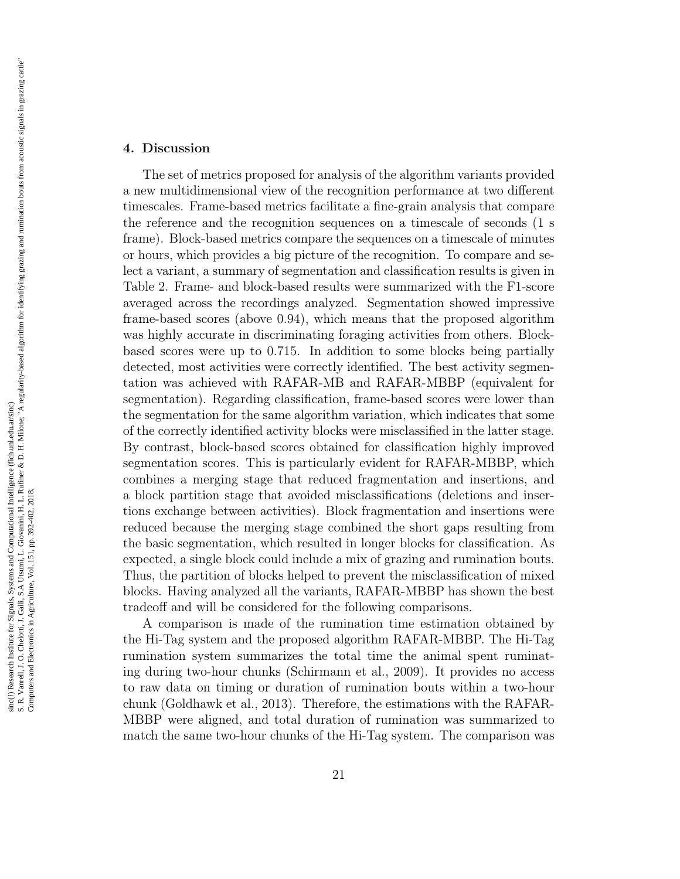## 4. Discussion

The set of metrics proposed for analysis of the algorithm variants provided a new multidimensional view of the recognition performance at two different timescales. Frame-based metrics facilitate a fine-grain analysis that compare the reference and the recognition sequences on a timescale of seconds (1 s frame). Block-based metrics compare the sequences on a timescale of minutes or hours, which provides a big picture of the recognition. To compare and select a variant, a summary of segmentation and classification results is given in Table 2. Frame- and block-based results were summarized with the F1-score averaged across the recordings analyzed. Segmentation showed impressive frame-based scores (above 0.94), which means that the proposed algorithm was highly accurate in discriminating foraging activities from others. Block-based scores were up to 0.715. In addition to some blocks being partially detected, most activities were correctly identified. The best activity segmentation was achieved with RAFAR-MB and RAFAR-MBBP (equivalent for segmentation). Regarding classification, frame-based scores were lower than the segmentation for the same algorithm variation, which indicates that some of the correctly identified activity blocks were misclassified in the latter stage. By contrast, block-based scores obtained for classification highly improved segmentation scores. This is particularly evident for RAFAR-MBBP, which combines a merging stage that reduced fragmentation and insertions, and a block partition stage that avoided misclassifications (deletions and insertions exchange between activities). Block fragmentation and insertions were reduced because the merging stage combined the short gaps resulting from the basic segmentation, which resulted in longer blocks for classification. As expected, a single block could include a mix of grazing and rumination bouts. Thus, the partition of blocks helped to prevent the misclassification of mixed blocks. Having analyzed all the variants, RAFAR-MBBP has shown the best tradeoff and will be considered for the following comparisons.

A comparison is made of the rumination time estimation obtained by the Hi-Tag system and the proposed algorithm RAFAR-MBBP. The Hi-Tag rumination system summarizes the total time the animal spent ruminating during two-hour chunks (Schirmann et al., 2009). It provides no access to raw data on timing or duration of rumination bouts within a two-hour chunk (Goldhawk et al., 2013). Therefore, the estimations with the RAFAR-MBBP were aligned, and total duration of rumination was summarized to match the same two-hour chunks of the Hi-Tag system. The comparison was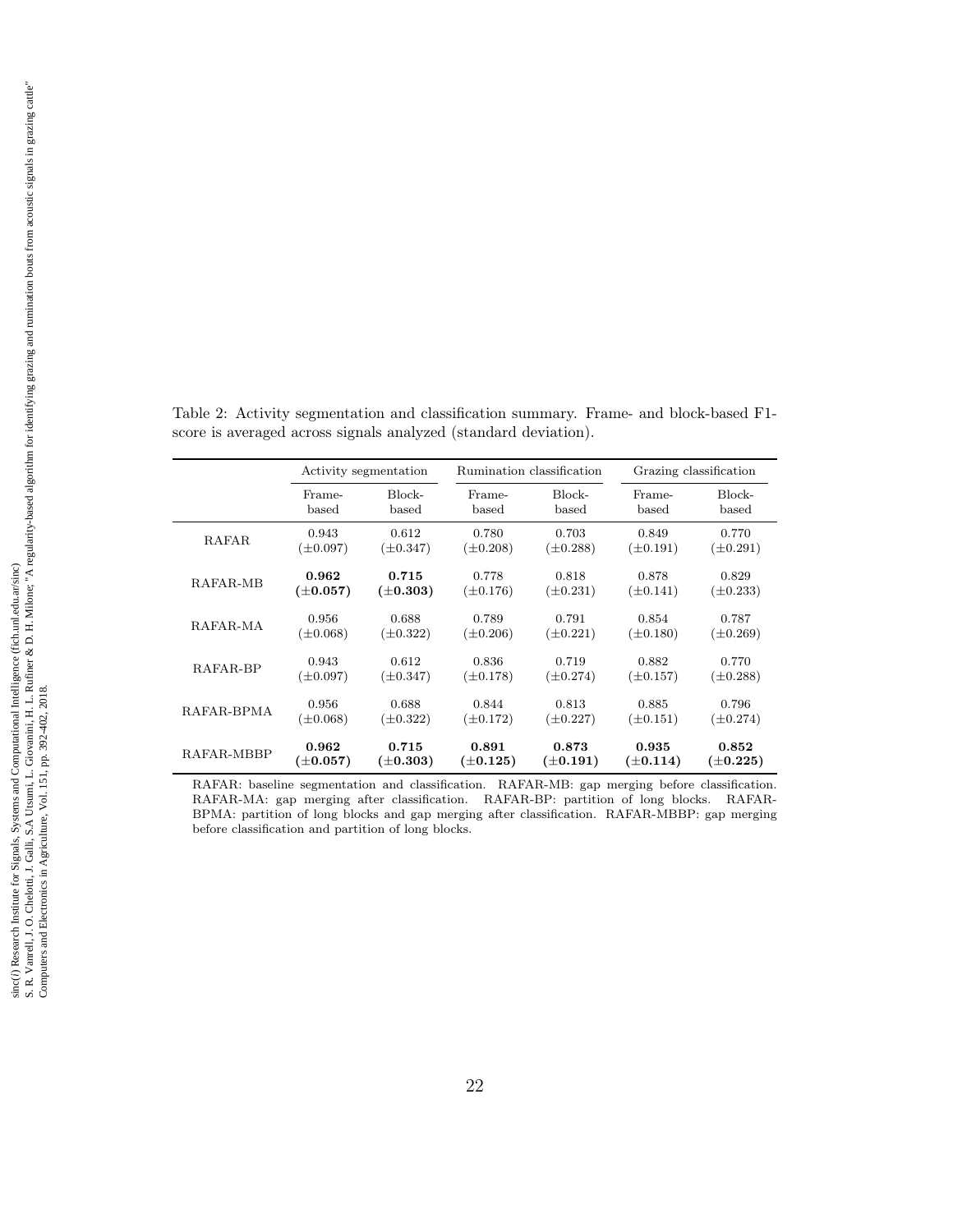Table 2: Activity segmentation and classification summary. Frame- and block-based F1-score is averaged across signals analyzed (standard deviation).

| | Activity segmentation | | Rumination classification | | Grazing classification | |
|---|---|---|---|---|---|---|
| | Frame-based | Block-based | Frame-based | Block-based | Frame-based | Block-based |
| RAFAR | 0.943 (±0.097) | 0.612 (±0.347) | 0.780 (±0.208) | 0.703 (±0.288) | 0.849 (±0.191) | 0.770 (±0.291) |
| RAFAR-MB | **0.962 (±0.057)** | **0.715 (±0.303)** | 0.778 (±0.176) | 0.818 (±0.231) | 0.878 (±0.141) | 0.829 (±0.233) |
| RAFAR-MA | 0.956 (±0.068) | 0.688 (±0.322) | 0.789 (±0.206) | 0.791 (±0.221) | 0.854 (±0.180) | 0.787 (±0.269) |
| RAFAR-BP | 0.943 (±0.097) | 0.612 (±0.347) | 0.836 (±0.178) | 0.719 (±0.274) | 0.882 (±0.157) | 0.770 (±0.288) |
| RAFAR-BPMA | 0.956 (±0.068) | 0.688 (±0.322) | 0.844 (±0.172) | 0.813 (±0.227) | 0.885 (±0.151) | 0.796 (±0.274) |
| RAFAR-MBBP | **0.962 (±0.057)** | **0.715 (±0.303)** | **0.891 (±0.125)** | **0.873 (±0.191)** | **0.935 (±0.114)** | **0.852 (±0.225)** |

RAFAR: baseline segmentation and classification. RAFAR-MB: gap merging before classification. RAFAR-MA: gap merging after classification. RAFAR-BP: partition of long blocks. RAFAR-BPMA: partition of long blocks and gap merging after classification. RAFAR-MBBP: gap merging before classification and partition of long blocks.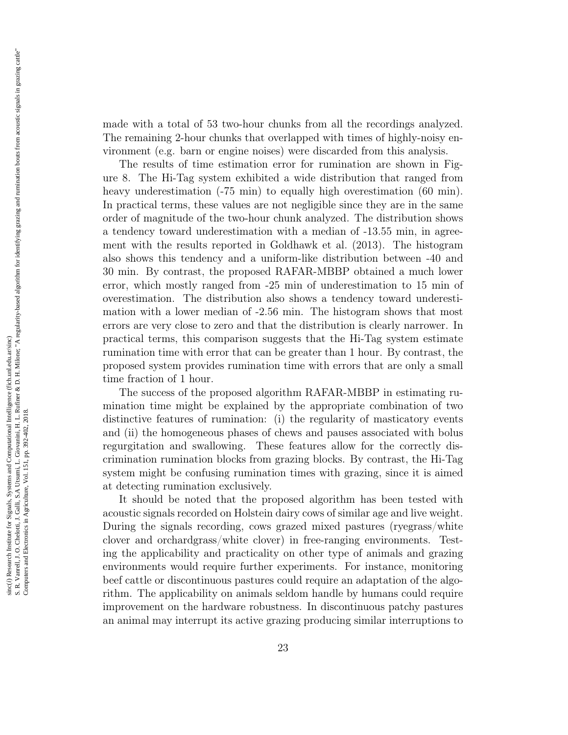made with a total of 53 two-hour chunks from all the recordings analyzed. The remaining 2-hour chunks that overlapped with times of highly-noisy environment (e.g. barn or engine noises) were discarded from this analysis.

The results of time estimation error for rumination are shown in Figure 8. The Hi-Tag system exhibited a wide distribution that ranged from heavy underestimation (-75 min) to equally high overestimation (60 min). In practical terms, these values are not negligible since they are in the same order of magnitude of the two-hour chunk analyzed. The distribution shows a tendency toward underestimation with a median of -13.55 min, in agreement with the results reported in Goldhawk et al. (2013). The histogram also shows this tendency and a uniform-like distribution between -40 and 30 min. By contrast, the proposed RAFAR-MBBP obtained a much lower error, which mostly ranged from -25 min of underestimation to 15 min of overestimation. The distribution also shows a tendency toward underestimation with a lower median of -2.56 min. The histogram shows that most errors are very close to zero and that the distribution is clearly narrower. In practical terms, this comparison suggests that the Hi-Tag system estimate rumination time with error that can be greater than 1 hour. By contrast, the proposed system provides rumination time with errors that are only a small time fraction of 1 hour.

The success of the proposed algorithm RAFAR-MBBP in estimating rumination time might be explained by the appropriate combination of two distinctive features of rumination: (i) the regularity of masticatory events and (ii) the homogeneous phases of chews and pauses associated with bolus regurgitation and swallowing. These features allow for the correctly discrimination rumination blocks from grazing blocks. By contrast, the Hi-Tag system might be confusing rumination times with grazing, since it is aimed at detecting rumination exclusively.

It should be noted that the proposed algorithm has been tested with acoustic signals recorded on Holstein dairy cows of similar age and live weight. During the signals recording, cows grazed mixed pastures (ryegrass/white clover and orchardgrass/white clover) in free-ranging environments. Testing the applicability and practicality on other type of animals and grazing environments would require further experiments. For instance, monitoring beef cattle or discontinuous pastures could require an adaptation of the algorithm. The applicability on animals seldom handle by humans could require improvement on the hardware robustness. In discontinuous patchy pastures an animal may interrupt its active grazing producing similar interruptions to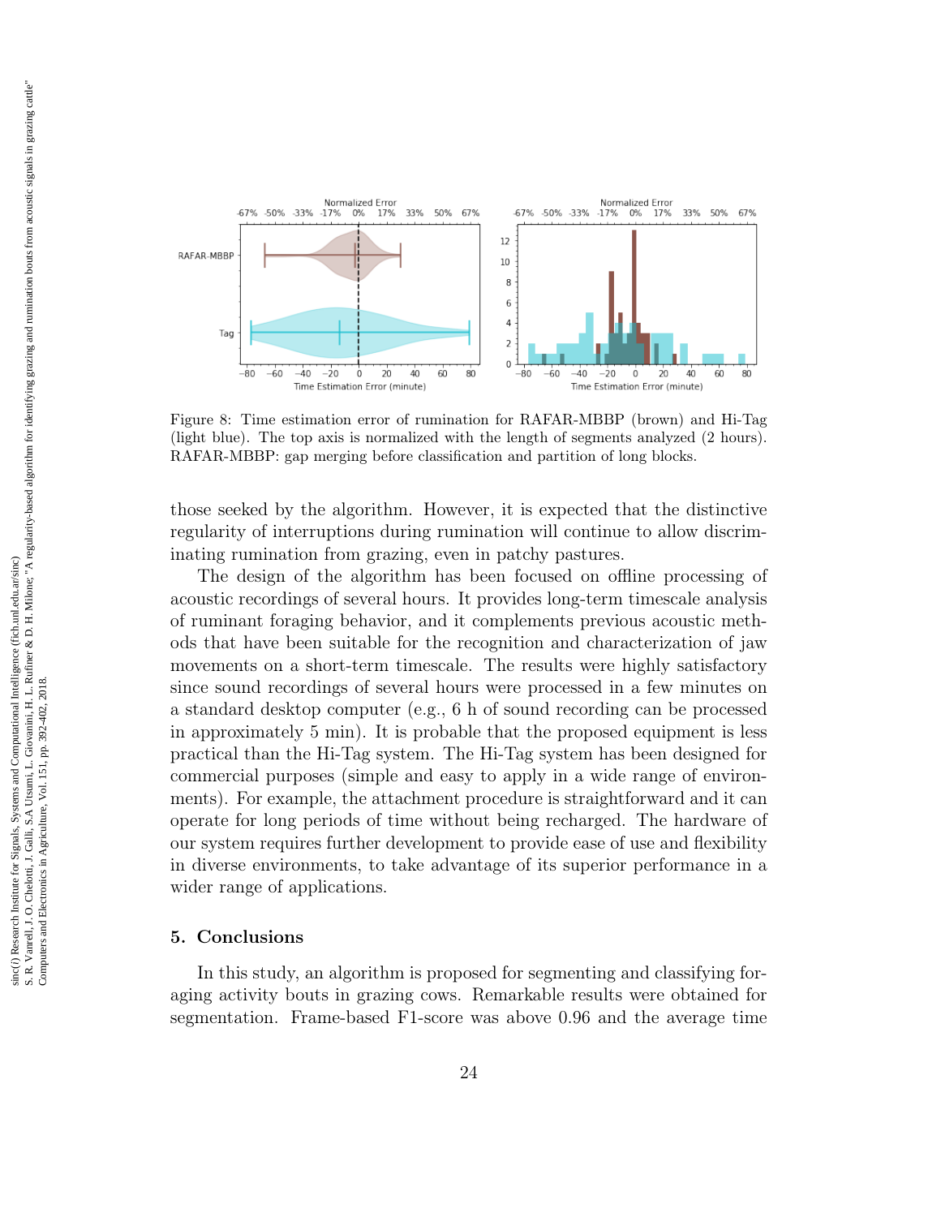Figure 8: Time estimation error of rumination for RAFAR-MBBP (brown) and Hi-Tag (light blue). The top axis is normalized with the length of segments analyzed (2 hours). RAFAR-MBBP: gap merging before classification and partition of long blocks.

those seeked by the algorithm. However, it is expected that the distinctive regularity of interruptions during rumination will continue to allow discriminating rumination from grazing, even in patchy pastures.

The design of the algorithm has been focused on offline processing of acoustic recordings of several hours. It provides long-term timescale analysis of ruminant foraging behavior, and it complements previous acoustic methods that have been suitable for the recognition and characterization of jaw movements on a short-term timescale. The results were highly satisfactory since sound recordings of several hours were processed in a few minutes on a standard desktop computer (e.g., 6 h of sound recording can be processed in approximately 5 min). It is probable that the proposed equipment is less practical than the Hi-Tag system. The Hi-Tag system has been designed for commercial purposes (simple and easy to apply in a wide range of environments). For example, the attachment procedure is straightforward and it can operate for long periods of time without being recharged. The hardware of our system requires further development to provide ease of use and flexibility in diverse environments, to take advantage of its superior performance in a wider range of applications.

## 5. Conclusions

In this study, an algorithm is proposed for segmenting and classifying foraging activity bouts in grazing cows. Remarkable results were obtained for segmentation. Frame-based F1-score was above 0.96 and the average time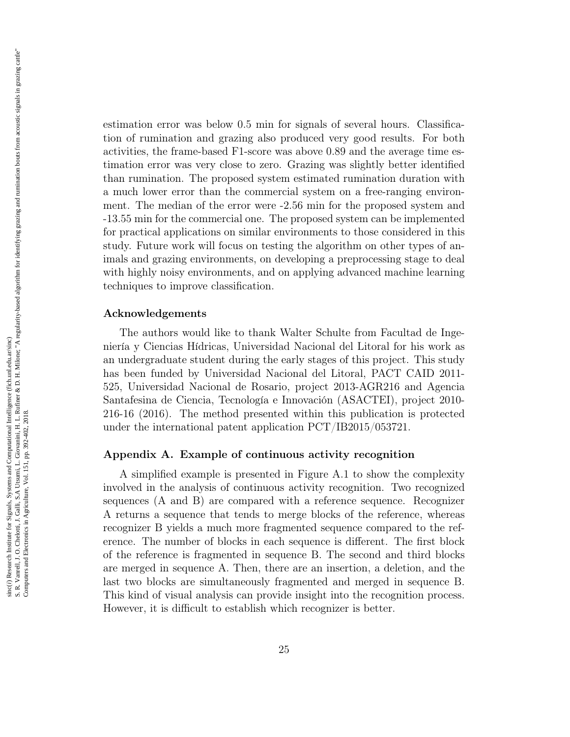estimation error was below 0.5 min for signals of several hours. Classification of rumination and grazing also produced very good results. For both activities, the frame-based F1-score was above 0.89 and the average time estimation error was very close to zero. Grazing was slightly better identified than rumination. The proposed system estimated rumination duration with a much lower error than the commercial system on a free-ranging environment. The median of the error were -2.56 min for the proposed system and -13.55 min for the commercial one. The proposed system can be implemented for practical applications on similar environments to those considered in this study. Future work will focus on testing the algorithm on other types of animals and grazing environments, on developing a preprocessing stage to deal with highly noisy environments, and on applying advanced machine learning techniques to improve classification.

## Acknowledgements

The authors would like to thank Walter Schulte from Facultad de Ingeniería y Ciencias Hídricas, Universidad Nacional del Litoral for his work as an undergraduate student during the early stages of this project. This study has been funded by Universidad Nacional del Litoral, PACT CAID 2011-525, Universidad Nacional de Rosario, project 2013-AGR216 and Agencia Santafesina de Ciencia, Tecnología e Innovación (ASACTEI), project 2010-216-16 (2016). The method presented within this publication is protected under the international patent application PCT/IB2015/053721.

## Appendix A. Example of continuous activity recognition

A simplified example is presented in Figure A.1 to show the complexity involved in the analysis of continuous activity recognition. Two recognized sequences (A and B) are compared with a reference sequence. Recognizer A returns a sequence that tends to merge blocks of the reference, whereas recognizer B yields a much more fragmented sequence compared to the reference. The number of blocks in each sequence is different. The first block of the reference is fragmented in sequence B. The second and third blocks are merged in sequence A. Then, there are an insertion, a deletion, and the last two blocks are simultaneously fragmented and merged in sequence B. This kind of visual analysis can provide insight into the recognition process. However, it is difficult to establish which recognizer is better.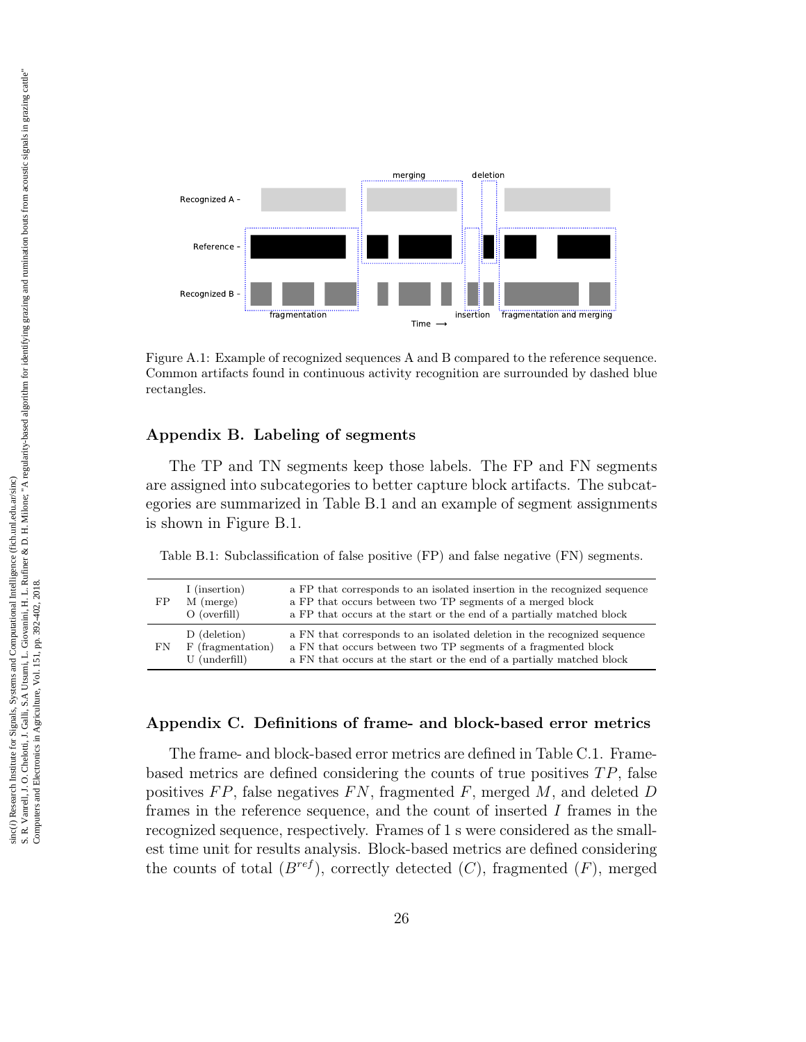Figure A.1: Example of recognized sequences A and B compared to the reference sequence. Common artifacts found in continuous activity recognition are surrounded by dashed blue rectangles.

## Appendix B. Labeling of segments

The TP and TN segments keep those labels. The FP and FN segments are assigned into subcategories to better capture block artifacts. The subcategories are summarized in Table B.1 and an example of segment assignments is shown in Figure B.1.

Table B.1: Subclassification of false positive (FP) and false negative (FN) segments.

| | | |
|---|---|---|
| FP | I (insertion) | a FP that corresponds to an isolated insertion in the recognized sequence |
| | M (merge) | a FP that occurs between two TP segments of a merged block |
| | O (overfill) | a FP that occurs at the start or the end of a partially matched block |
| FN | D (deletion) | a FN that corresponds to an isolated deletion in the recognized sequence |
| | F (fragmentation) | a FN that occurs between two TP segments of a fragmented block |
| | U (underfill) | a FN that occurs at the start or the end of a partially matched block |

## Appendix C. Definitions of frame- and block-based error metrics

The frame- and block-based error metrics are defined in Table C.1. Frame-based metrics are defined considering the counts of true positives $TP$, false positives $FP$, false negatives $FN$, fragmented $F$, merged $M$, and deleted $D$ frames in the reference sequence, and the count of inserted $I$ frames in the recognized sequence, respectively. Frames of 1 s were considered as the smallest time unit for results analysis. Block-based metrics are defined considering the counts of total ($B^{ref}$), correctly detected ($C$), fragmented ($F$), merged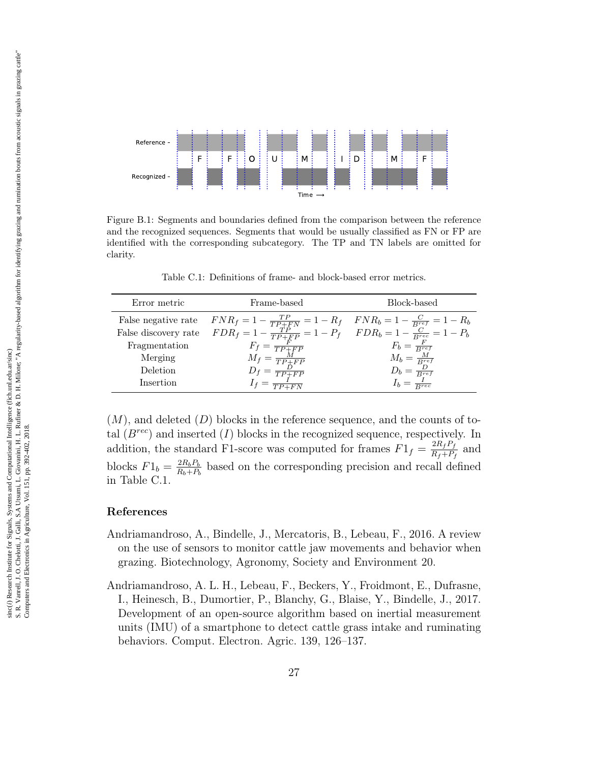Figure B.1: Segments and boundaries defined from the comparison between the reference and the recognized sequences. Segments that would be usually classified as FN or FP are identified with the corresponding subcategory. The TP and TN labels are omitted for clarity.

Table C.1: Definitions of frame- and block-based error metrics.

| Error metric | Frame-based | Block-based |
|---|---|---|
| False negative rate | $FNR_f = 1 - \frac{TP}{TP+FN} = 1 - R_f$ | $FNR_b = 1 - \frac{C}{B^{ref}} = 1 - R_b$ |
| False discovery rate | $FDR_f = 1 - \frac{TP}{TP+FP} = 1 - P_f$ | $FDR_b = 1 - \frac{C}{B^{rec}} = 1 - P_b$ |
| Fragmentation | $F_f = \frac{F}{TP+FP}$ | $F_b = \frac{F}{B^{ref}}$ |
| Merging | $M_f = \frac{M}{TP+FP}$ | $M_b = \frac{M}{B^{ref}}$ |
| Deletion | $D_f = \frac{D}{TP+FP}$ | $D_b = \frac{D}{B^{ref}}$ |
| Insertion | $I_f = \frac{I}{TP+FN}$ | $I_b = \frac{I}{B^{rec}}$ |

$(M)$, and deleted $(D)$ blocks in the reference sequence, and the counts of total $(B^{rec})$ and inserted $(I)$ blocks in the recognized sequence, respectively. In addition, the standard F1-score was computed for frames $F1_f = \frac{2R_fP_f}{R_f+P_f}$ and blocks $F1_b = \frac{2R_bP_b}{R_b+P_b}$ based on the corresponding precision and recall defined in Table C.1.

## References

Andriamandroso, A., Bindelle, J., Mercatoris, B., Lebeau, F., 2016. A review on the use of sensors to monitor cattle jaw movements and behavior when grazing. Biotechnology, Agronomy, Society and Environment 20.

Andriamandroso, A. L. H., Lebeau, F., Beckers, Y., Froidmont, E., Dufrasne, I., Heinesch, B., Dumortier, P., Blanchy, G., Blaise, Y., Bindelle, J., 2017. Development of an open-source algorithm based on inertial measurement units (IMU) of a smartphone to detect cattle grass intake and ruminating behaviors. Comput. Electron. Agric. 139, 126–137.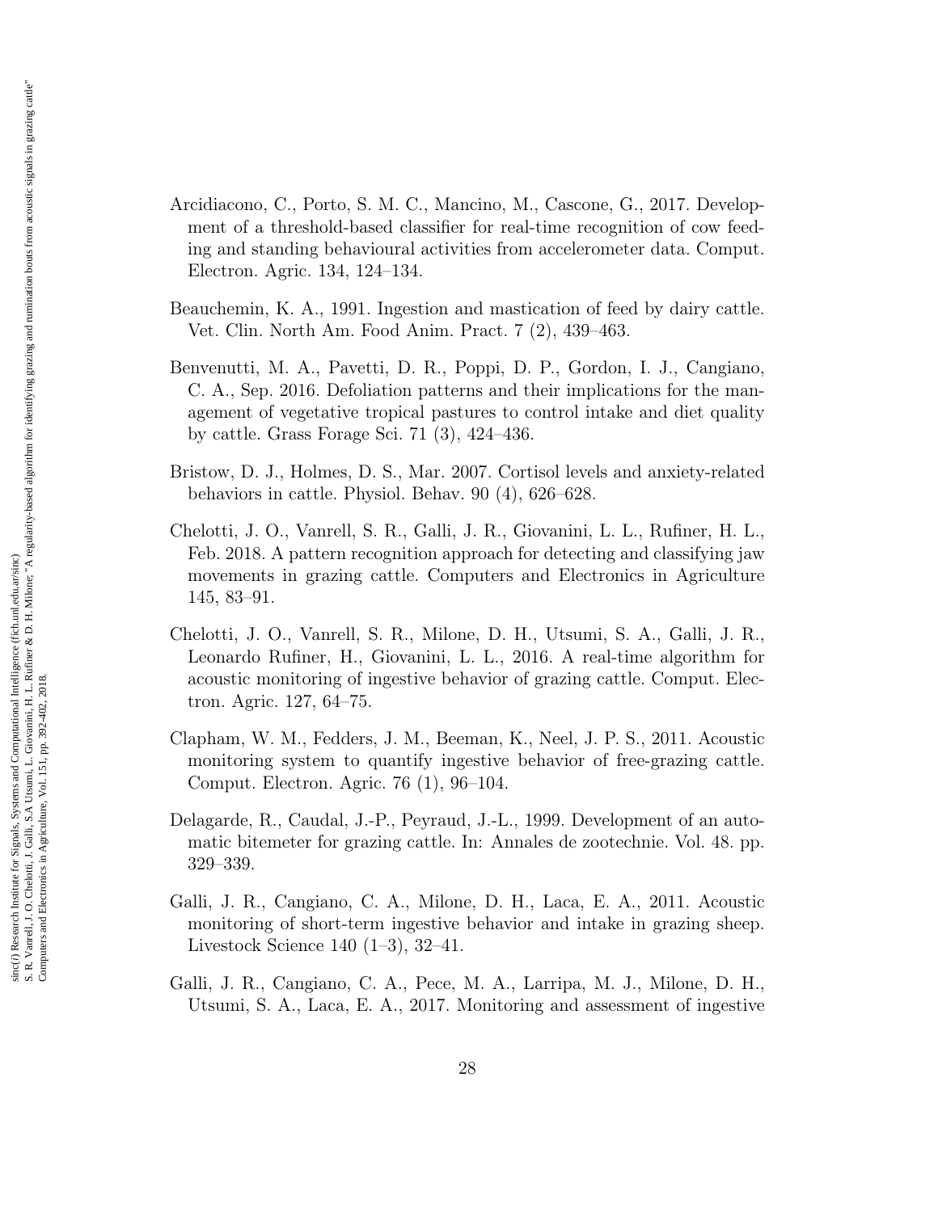Arcidiacono, C., Porto, S. M. C., Mancino, M., Cascone, G., 2017. Development of a threshold-based classifier for real-time recognition of cow feeding and standing behavioural activities from accelerometer data. Comput. Electron. Agric. 134, 124–134.

Beauchemin, K. A., 1991. Ingestion and mastication of feed by dairy cattle. Vet. Clin. North Am. Food Anim. Pract. 7 (2), 439–463.

Benvenutti, M. A., Pavetti, D. R., Poppi, D. P., Gordon, I. J., Cangiano, C. A., Sep. 2016. Defoliation patterns and their implications for the management of vegetative tropical pastures to control intake and diet quality by cattle. Grass Forage Sci. 71 (3), 424–436.

Bristow, D. J., Holmes, D. S., Mar. 2007. Cortisol levels and anxiety-related behaviors in cattle. Physiol. Behav. 90 (4), 626–628.

Chelotti, J. O., Vanrell, S. R., Galli, J. R., Giovanini, L. L., Rufiner, H. L., Feb. 2018. A pattern recognition approach for detecting and classifying jaw movements in grazing cattle. Computers and Electronics in Agriculture 145, 83–91.

Chelotti, J. O., Vanrell, S. R., Milone, D. H., Utsumi, S. A., Galli, J. R., Leonardo Rufiner, H., Giovanini, L. L., 2016. A real-time algorithm for acoustic monitoring of ingestive behavior of grazing cattle. Comput. Electron. Agric. 127, 64–75.

Clapham, W. M., Fedders, J. M., Beeman, K., Neel, J. P. S., 2011. Acoustic monitoring system to quantify ingestive behavior of free-grazing cattle. Comput. Electron. Agric. 76 (1), 96–104.

Delagarde, R., Caudal, J.-P., Peyraud, J.-L., 1999. Development of an automatic bitemeter for grazing cattle. In: Annales de zootechnie. Vol. 48. pp. 329–339.

Galli, J. R., Cangiano, C. A., Milone, D. H., Laca, E. A., 2011. Acoustic monitoring of short-term ingestive behavior and intake in grazing sheep. Livestock Science 140 (1–3), 32–41.

Galli, J. R., Cangiano, C. A., Pece, M. A., Larripa, M. J., Milone, D. H., Utsumi, S. A., Laca, E. A., 2017. Monitoring and assessment of ingestive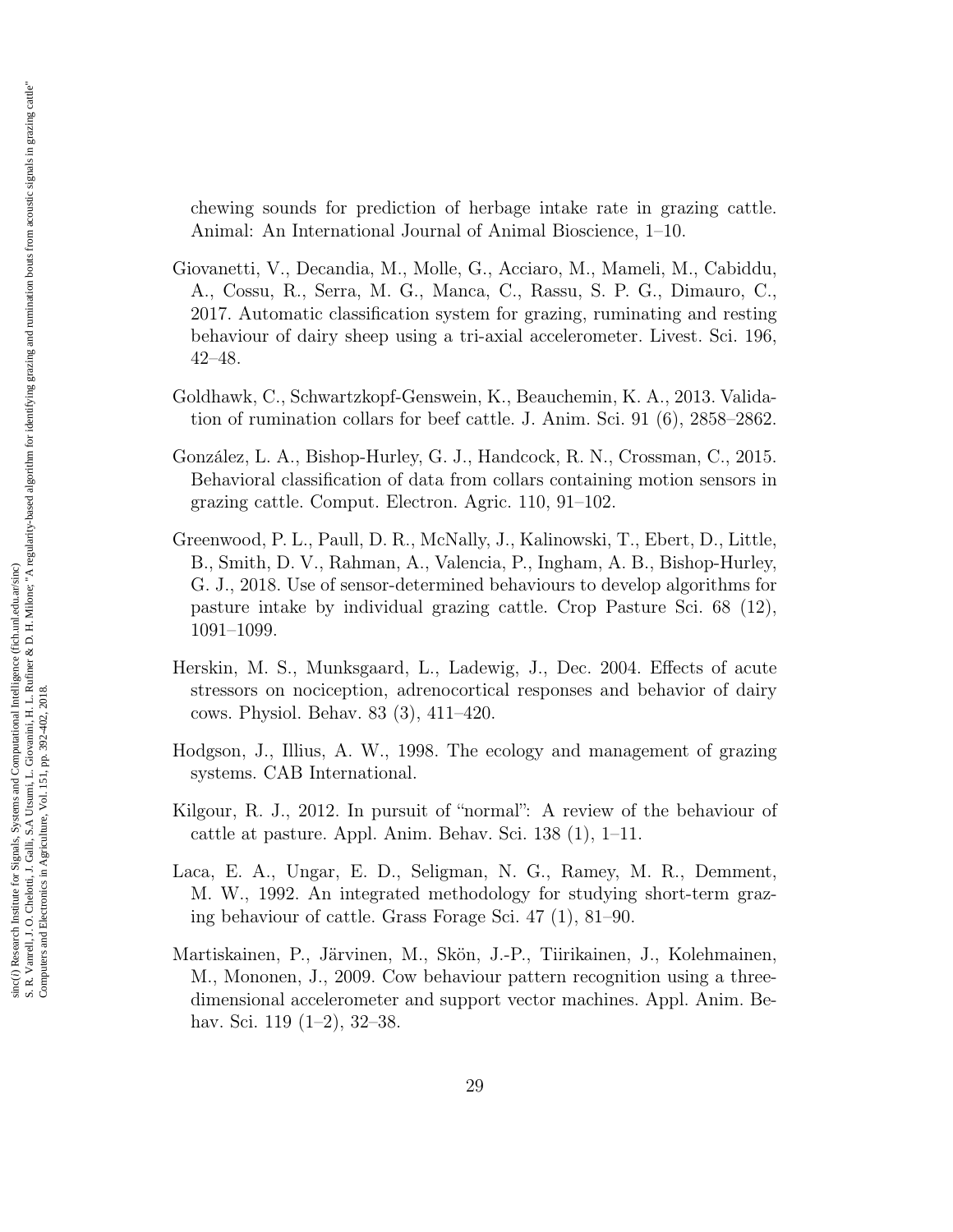chewing sounds for prediction of herbage intake rate in grazing cattle. Animal: An International Journal of Animal Bioscience, 1–10.

Giovanetti, V., Decandia, M., Molle, G., Acciaro, M., Mameli, M., Cabiddu, A., Cossu, R., Serra, M. G., Manca, C., Rassu, S. P. G., Dimauro, C., 2017. Automatic classification system for grazing, ruminating and resting behaviour of dairy sheep using a tri-axial accelerometer. Livest. Sci. 196, 42–48.

Goldhawk, C., Schwartzkopf-Genswein, K., Beauchemin, K. A., 2013. Validation of rumination collars for beef cattle. J. Anim. Sci. 91 (6), 2858–2862.

González, L. A., Bishop-Hurley, G. J., Handcock, R. N., Crossman, C., 2015. Behavioral classification of data from collars containing motion sensors in grazing cattle. Comput. Electron. Agric. 110, 91–102.

Greenwood, P. L., Paull, D. R., McNally, J., Kalinowski, T., Ebert, D., Little, B., Smith, D. V., Rahman, A., Valencia, P., Ingham, A. B., Bishop-Hurley, G. J., 2018. Use of sensor-determined behaviours to develop algorithms for pasture intake by individual grazing cattle. Crop Pasture Sci. 68 (12), 1091–1099.

Herskin, M. S., Munksgaard, L., Ladewig, J., Dec. 2004. Effects of acute stressors on nociception, adrenocortical responses and behavior of dairy cows. Physiol. Behav. 83 (3), 411–420.

Hodgson, J., Illius, A. W., 1998. The ecology and management of grazing systems. CAB International.

Kilgour, R. J., 2012. In pursuit of "normal": A review of the behaviour of cattle at pasture. Appl. Anim. Behav. Sci. 138 (1), 1–11.

Laca, E. A., Ungar, E. D., Seligman, N. G., Ramey, M. R., Demment, M. W., 1992. An integrated methodology for studying short-term grazing behaviour of cattle. Grass Forage Sci. 47 (1), 81–90.

Martiskainen, P., Järvinen, M., Skön, J.-P., Tiirikainen, J., Kolehmainen, M., Mononen, J., 2009. Cow behaviour pattern recognition using a three-dimensional accelerometer and support vector machines. Appl. Anim. Behav. Sci. 119 (1–2), 32–38.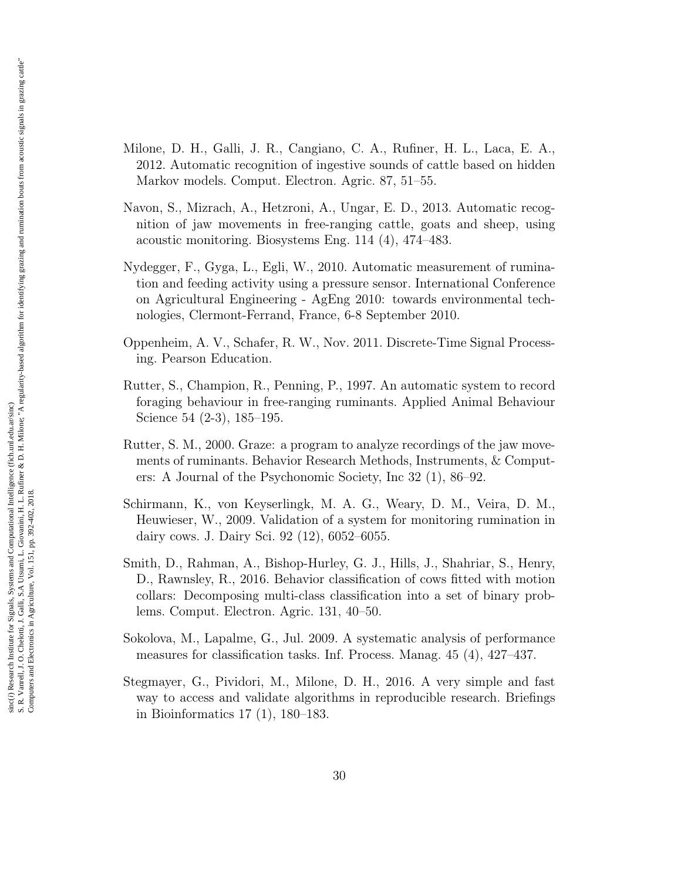Milone, D. H., Galli, J. R., Cangiano, C. A., Rufiner, H. L., Laca, E. A., 2012. Automatic recognition of ingestive sounds of cattle based on hidden Markov models. Comput. Electron. Agric. 87, 51–55.

Navon, S., Mizrach, A., Hetzroni, A., Ungar, E. D., 2013. Automatic recognition of jaw movements in free-ranging cattle, goats and sheep, using acoustic monitoring. Biosystems Eng. 114 (4), 474–483.

Nydegger, F., Gyga, L., Egli, W., 2010. Automatic measurement of rumination and feeding activity using a pressure sensor. International Conference on Agricultural Engineering - AgEng 2010: towards environmental technologies, Clermont-Ferrand, France, 6-8 September 2010.

Oppenheim, A. V., Schafer, R. W., Nov. 2011. Discrete-Time Signal Processing. Pearson Education.

Rutter, S., Champion, R., Penning, P., 1997. An automatic system to record foraging behaviour in free-ranging ruminants. Applied Animal Behaviour Science 54 (2-3), 185–195.

Rutter, S. M., 2000. Graze: a program to analyze recordings of the jaw movements of ruminants. Behavior Research Methods, Instruments, & Computers: A Journal of the Psychonomic Society, Inc 32 (1), 86–92.

Schirmann, K., von Keyserlingk, M. A. G., Weary, D. M., Veira, D. M., Heuwieser, W., 2009. Validation of a system for monitoring rumination in dairy cows. J. Dairy Sci. 92 (12), 6052–6055.

Smith, D., Rahman, A., Bishop-Hurley, G. J., Hills, J., Shahriar, S., Henry, D., Rawnsley, R., 2016. Behavior classification of cows fitted with motion collars: Decomposing multi-class classification into a set of binary problems. Comput. Electron. Agric. 131, 40–50.

Sokolova, M., Lapalme, G., Jul. 2009. A systematic analysis of performance measures for classification tasks. Inf. Process. Manag. 45 (4), 427–437.

Stegmayer, G., Pividori, M., Milone, D. H., 2016. A very simple and fast way to access and validate algorithms in reproducible research. Briefings in Bioinformatics 17 (1), 180–183.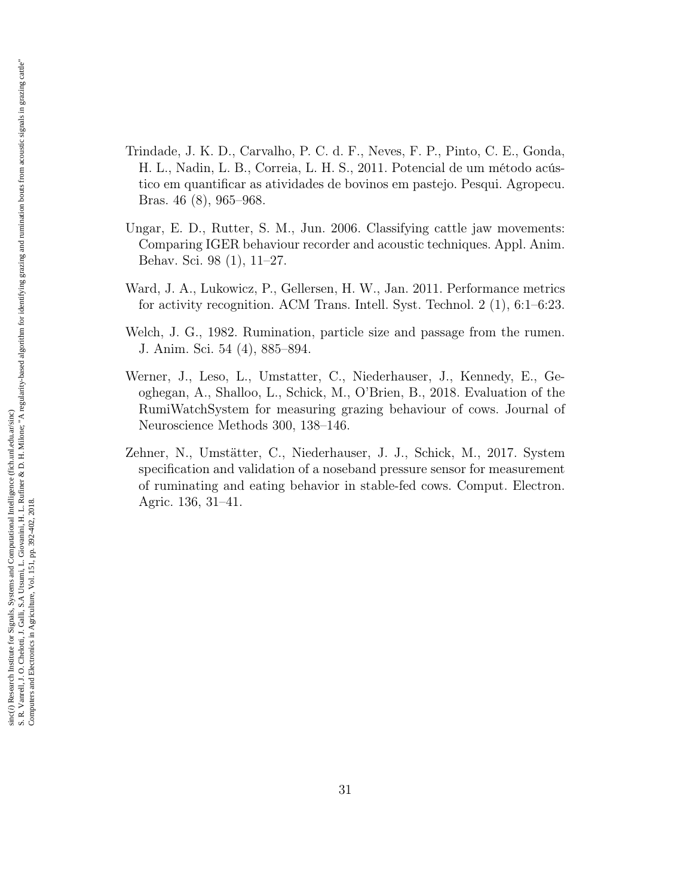Trindade, J. K. D., Carvalho, P. C. d. F., Neves, F. P., Pinto, C. E., Gonda, H. L., Nadin, L. B., Correia, L. H. S., 2011. Potencial de um método acústico em quantificar as atividades de bovinos em pastejo. Pesqui. Agropecu. Bras. 46 (8), 965–968.

Ungar, E. D., Rutter, S. M., Jun. 2006. Classifying cattle jaw movements: Comparing IGER behaviour recorder and acoustic techniques. Appl. Anim. Behav. Sci. 98 (1), 11–27.

Ward, J. A., Lukowicz, P., Gellersen, H. W., Jan. 2011. Performance metrics for activity recognition. ACM Trans. Intell. Syst. Technol. 2 (1), 6:1–6:23.

Welch, J. G., 1982. Rumination, particle size and passage from the rumen. J. Anim. Sci. 54 (4), 885–894.

Werner, J., Leso, L., Umstatter, C., Niederhauser, J., Kennedy, E., Geoghegan, A., Shalloo, L., Schick, M., O'Brien, B., 2018. Evaluation of the RumiWatchSystem for measuring grazing behaviour of cows. Journal of Neuroscience Methods 300, 138–146.

Zehner, N., Umstätter, C., Niederhauser, J. J., Schick, M., 2017. System specification and validation of a noseband pressure sensor for measurement of ruminating and eating behavior in stable-fed cows. Comput. Electron. Agric. 136, 31–41.